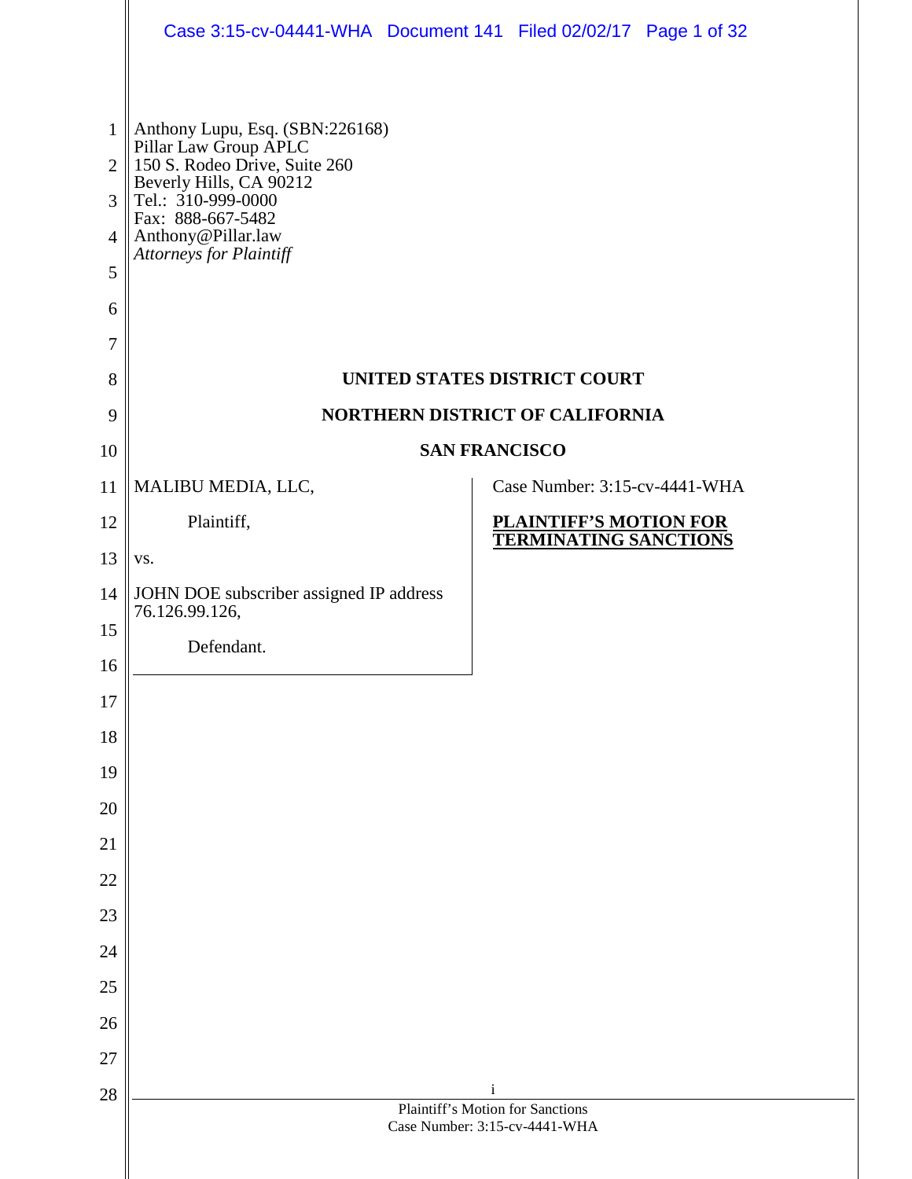Anthony Lupu, Esq. (SBN:226168)
Pillar Law Group APLC
150 S. Rodeo Drive, Suite 260
Beverly Hills, CA 90212
Tel.: 310-999-0000
Fax: 888-667-5482
Anthony@Pillar.law
*Attorneys for Plaintiff*

**UNITED STATES DISTRICT COURT**

**NORTHERN DISTRICT OF CALIFORNIA**

**SAN FRANCISCO**

MALIBU MEDIA, LLC,

Plaintiff,

vs.

JOHN DOE subscriber assigned IP address 76.126.99.126,

Defendant.

Case Number: 3:15-cv-4441-WHA

**PLAINTIFF'S MOTION FOR TERMINATING SANCTIONS**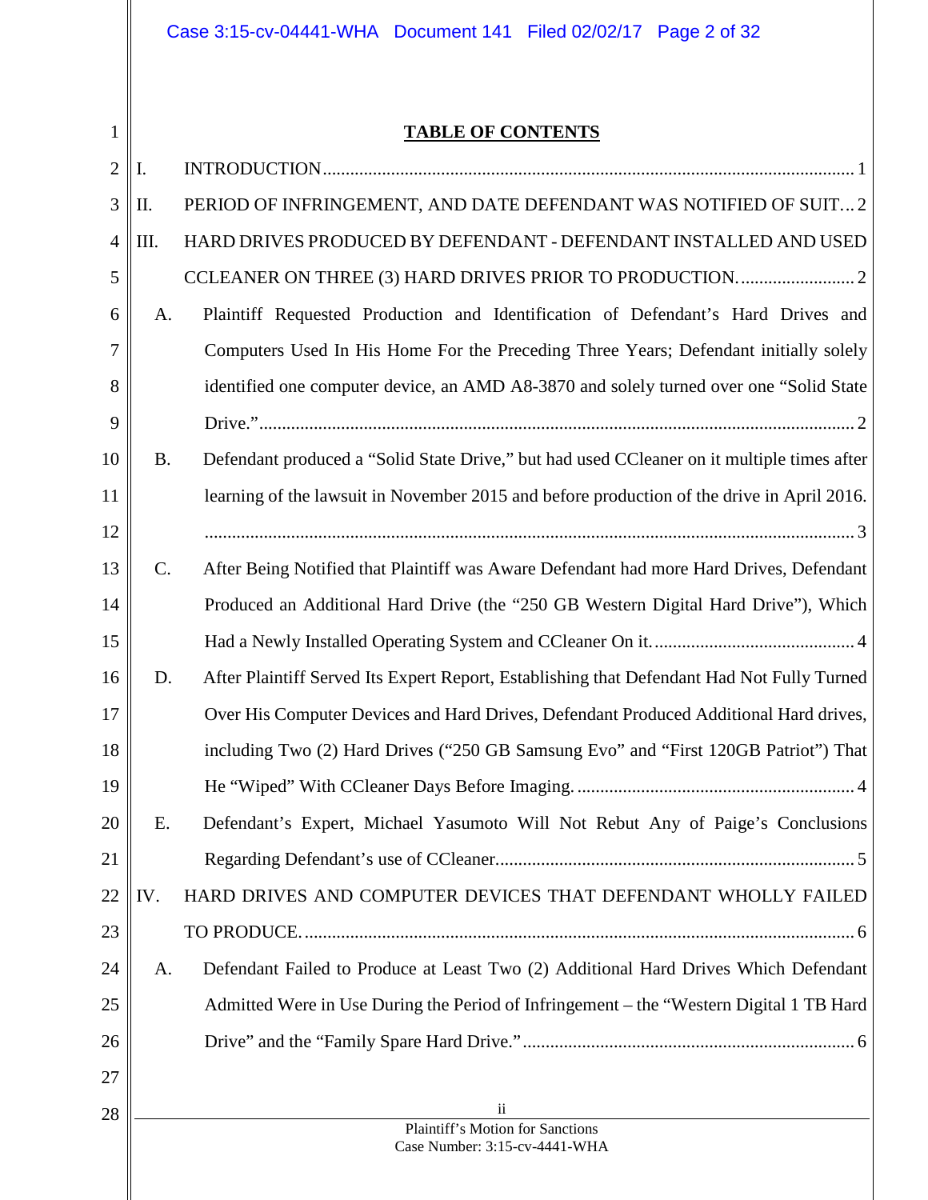## TABLE OF CONTENTS

I. INTRODUCTION .................................................................................................................... 1

II. PERIOD OF INFRINGEMENT, AND DATE DEFENDANT WAS NOTIFIED OF SUIT ... 2

III. HARD DRIVES PRODUCED BY DEFENDANT - DEFENDANT INSTALLED AND USED CCLEANER ON THREE (3) HARD DRIVES PRIOR TO PRODUCTION. ......................... 2

- A. Plaintiff Requested Production and Identification of Defendant's Hard Drives and Computers Used In His Home For the Preceding Three Years; Defendant initially solely identified one computer device, an AMD A8-3870 and solely turned over one "Solid State Drive." .................................................................................................................. 2
- B. Defendant produced a "Solid State Drive," but had used CCleaner on it multiple times after learning of the lawsuit in November 2015 and before production of the drive in April 2016. ............................................................................................................................... 3
- C. After Being Notified that Plaintiff was Aware Defendant had more Hard Drives, Defendant Produced an Additional Hard Drive (the "250 GB Western Digital Hard Drive"), Which Had a Newly Installed Operating System and CCleaner On it. ............................................ 4
- D. After Plaintiff Served Its Expert Report, Establishing that Defendant Had Not Fully Turned Over His Computer Devices and Hard Drives, Defendant Produced Additional Hard drives, including Two (2) Hard Drives ("250 GB Samsung Evo" and "First 120GB Patriot") That He "Wiped" With CCleaner Days Before Imaging. ............................................................ 4
- E. Defendant's Expert, Michael Yasumoto Will Not Rebut Any of Paige's Conclusions Regarding Defendant's use of CCleaner. .............................................................................. 5

IV. HARD DRIVES AND COMPUTER DEVICES THAT DEFENDANT WHOLLY FAILED TO PRODUCE. ........................................................................................................................ 6

- A. Defendant Failed to Produce at Least Two (2) Additional Hard Drives Which Defendant Admitted Were in Use During the Period of Infringement – the "Western Digital 1 TB Hard Drive" and the "Family Spare Hard Drive." ........................................................................ 6

Plaintiff's Motion for Sanctions
Case Number: 3:15-cv-4441-WHA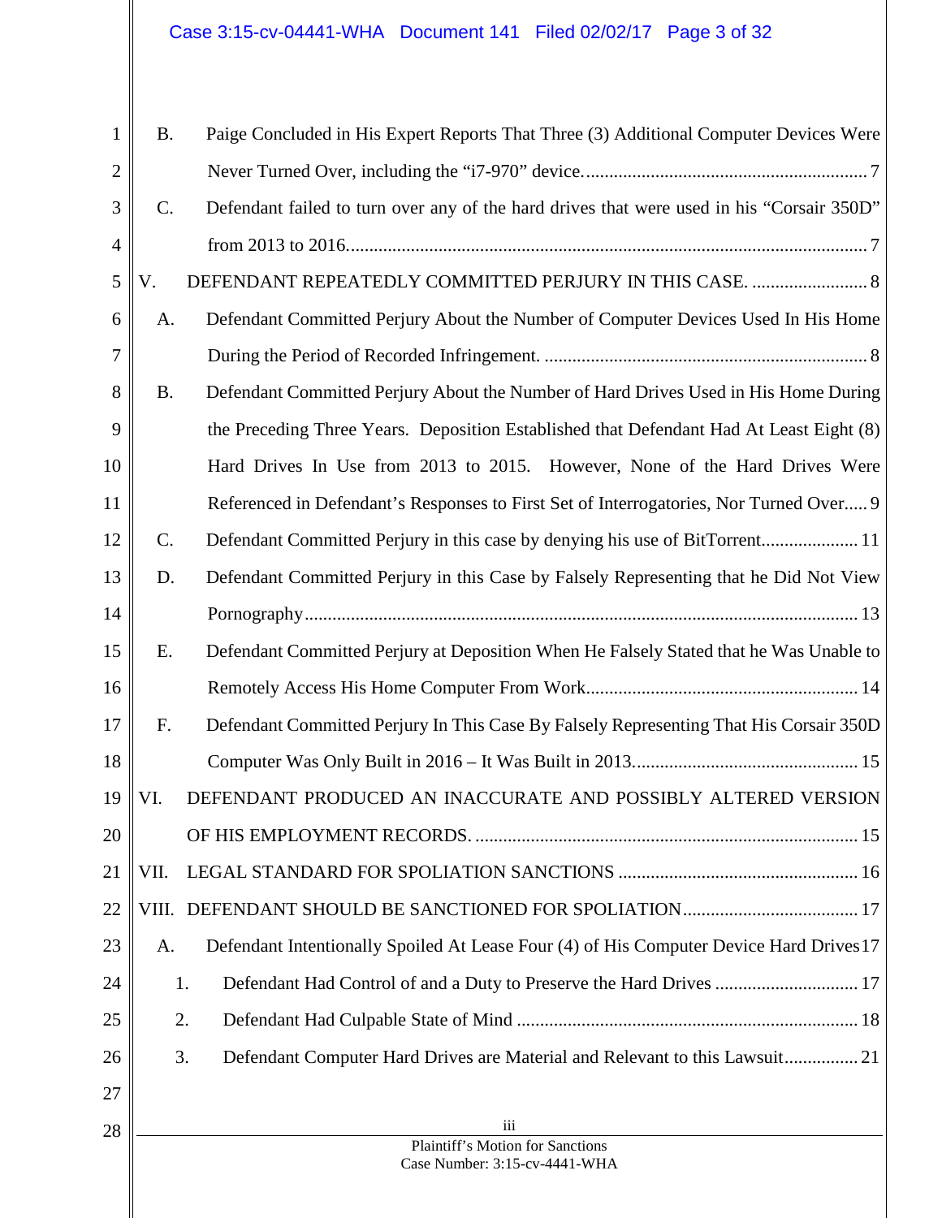B. Paige Concluded in His Expert Reports That Three (3) Additional Computer Devices Were Never Turned Over, including the "i7-970" device. .......... 7

C. Defendant failed to turn over any of the hard drives that were used in his "Corsair 350D" from 2013 to 2016. .......... 7

V. DEFENDANT REPEATEDLY COMMITTED PERJURY IN THIS CASE. .......... 8

A. Defendant Committed Perjury About the Number of Computer Devices Used In His Home During the Period of Recorded Infringement. .......... 8

B. Defendant Committed Perjury About the Number of Hard Drives Used in His Home During the Preceding Three Years. Deposition Established that Defendant Had At Least Eight (8) Hard Drives In Use from 2013 to 2015. However, None of the Hard Drives Were Referenced in Defendant's Responses to First Set of Interrogatories, Nor Turned Over. .......... 9

C. Defendant Committed Perjury in this case by denying his use of BitTorrent .......... 11

D. Defendant Committed Perjury in this Case by Falsely Representing that he Did Not View Pornography .......... 13

E. Defendant Committed Perjury at Deposition When He Falsely Stated that he Was Unable to Remotely Access His Home Computer From Work .......... 14

F. Defendant Committed Perjury In This Case By Falsely Representing That His Corsair 350D Computer Was Only Built in 2016 – It Was Built in 2013. .......... 15

VI. DEFENDANT PRODUCED AN INACCURATE AND POSSIBLY ALTERED VERSION OF HIS EMPLOYMENT RECORDS. .......... 15

VII. LEGAL STANDARD FOR SPOLIATION SANCTIONS .......... 16

VIII. DEFENDANT SHOULD BE SANCTIONED FOR SPOLIATION .......... 17

A. Defendant Intentionally Spoiled At Lease Four (4) of His Computer Device Hard Drives .......... 17

1. Defendant Had Control of and a Duty to Preserve the Hard Drives .......... 17

2. Defendant Had Culpable State of Mind .......... 18

3. Defendant Computer Hard Drives are Material and Relevant to this Lawsuit .......... 21

Plaintiff's Motion for Sanctions
Case Number: 3:15-cv-4441-WHA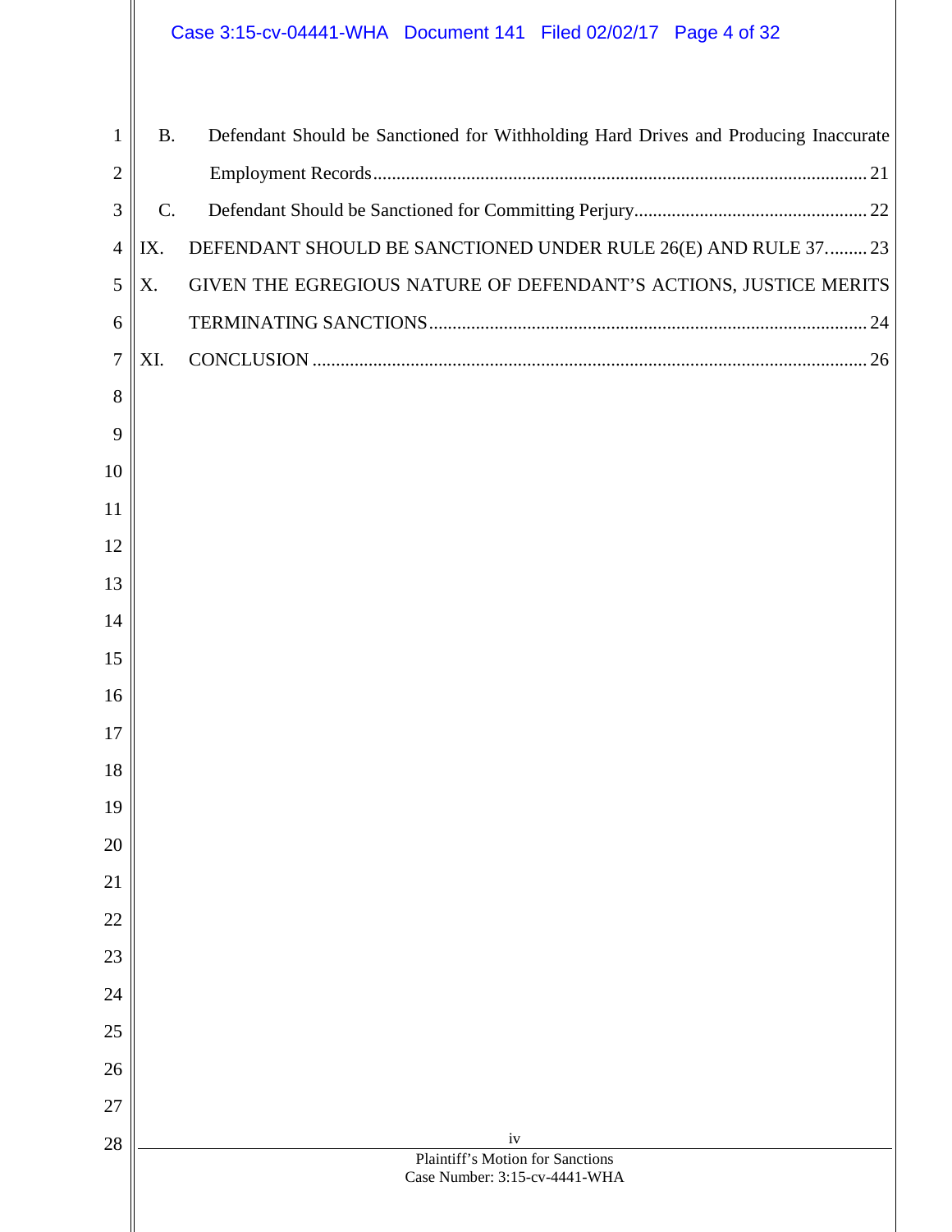B. Defendant Should be Sanctioned for Withholding Hard Drives and Producing Inaccurate Employment Records ........ 21

C. Defendant Should be Sanctioned for Committing Perjury ........ 22

IX. DEFENDANT SHOULD BE SANCTIONED UNDER RULE 26(E) AND RULE 37 ........ 23

X. GIVEN THE EGREGIOUS NATURE OF DEFENDANT'S ACTIONS, JUSTICE MERITS TERMINATING SANCTIONS ........ 24

XI. CONCLUSION ........ 26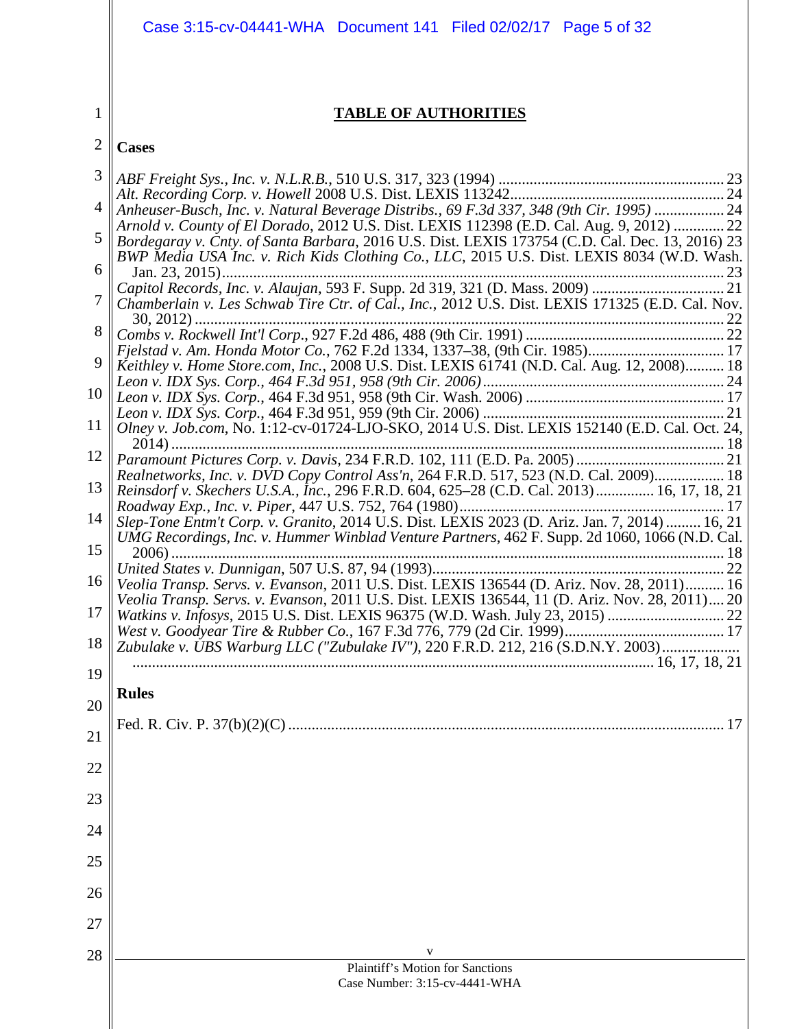# TABLE OF AUTHORITIES

## Cases

*ABF Freight Sys., Inc. v. N.L.R.B.*, 510 U.S. 317, 323 (1994) .......................................................... 23
*Alt. Recording Corp. v. Howell* 2008 U.S. Dist. LEXIS 113242....................................................... 24
*Anheuser-Busch, Inc. v. Natural Beverage Distribs., 69 F.3d 337, 348 (9th Cir. 1995)* .................. 24
*Arnold v. County of El Dorado*, 2012 U.S. Dist. LEXIS 112398 (E.D. Cal. Aug. 9, 2012) ............. 22
*Bordegaray v. Cnty. of Santa Barbara*, 2016 U.S. Dist. LEXIS 173754 (C.D. Cal. Dec. 13, 2016) 23
*BWP Media USA Inc. v. Rich Kids Clothing Co., LLC*, 2015 U.S. Dist. LEXIS 8034 (W.D. Wash. Jan. 23, 2015)................................................................................................................................. 23
*Capitol Records, Inc. v. Alaujan*, 593 F. Supp. 2d 319, 321 (D. Mass. 2009) .................................. 21
*Chamberlain v. Les Schwab Tire Ctr. of Cal., Inc.*, 2012 U.S. Dist. LEXIS 171325 (E.D. Cal. Nov. 30, 2012) ........................................................................................................................................ 22
*Combs v. Rockwell Int'l Corp.*, 927 F.2d 486, 488 (9th Cir. 1991) ................................................... 22
*Fjelstad v. Am. Honda Motor Co.*, 762 F.2d 1334, 1337–38, (9th Cir. 1985)................................... 17
*Keithley v. Home Store.com, Inc.*, 2008 U.S. Dist. LEXIS 61741 (N.D. Cal. Aug. 12, 2008).......... 18
*Leon v. IDX Sys. Corp., 464 F.3d 951, 958 (9th Cir. 2006)*.............................................................. 24
*Leon v. IDX Sys. Corp.*, 464 F.3d 951, 958 (9th Cir. Wash. 2006) ................................................... 17
*Leon v. IDX Sys. Corp.*, 464 F.3d 951, 959 (9th Cir. 2006) ............................................................. 21
*Olney v. Job.com*, No. 1:12-cv-01724-LJO-SKO, 2014 U.S. Dist. LEXIS 152140 (E.D. Cal. Oct. 24, 2014) ............................................................................................................................................. 18
*Paramount Pictures Corp. v. Davis*, 234 F.R.D. 102, 111 (E.D. Pa. 2005) ...................................... 21
*Realnetworks, Inc. v. DVD Copy Control Ass'n*, 264 F.R.D. 517, 523 (N.D. Cal. 2009).................. 18
*Reinsdorf v. Skechers U.S.A., Inc.*, 296 F.R.D. 604, 625–28 (C.D. Cal. 2013)............... 16, 17, 18, 21
*Roadway Exp., Inc. v. Piper*, 447 U.S. 752, 764 (1980).................................................................... 17
*Slep-Tone Entm't Corp. v. Granito*, 2014 U.S. Dist. LEXIS 2023 (D. Ariz. Jan. 7, 2014) ......... 16, 21
*UMG Recordings, Inc. v. Hummer Winblad Venture Partners*, 462 F. Supp. 2d 1060, 1066 (N.D. Cal. 2006) ............................................................................................................................................. 18
*United States v. Dunnigan*, 507 U.S. 87, 94 (1993)........................................................................... 22
*Veolia Transp. Servs. v. Evanson*, 2011 U.S. Dist. LEXIS 136544 (D. Ariz. Nov. 28, 2011).......... 16
*Veolia Transp. Servs. v. Evanson*, 2011 U.S. Dist. LEXIS 136544, 11 (D. Ariz. Nov. 28, 2011).... 20
*Watkins v. Infosys*, 2015 U.S. Dist. LEXIS 96375 (W.D. Wash. July 23, 2015) ............................. 22
*West v. Goodyear Tire & Rubber Co.*, 167 F.3d 776, 779 (2d Cir. 1999)......................................... 17
*Zubulake v. UBS Warburg LLC ("Zubulake IV")*, 220 F.R.D. 212, 216 (S.D.N.Y. 2003)..................................................................................................................................... 16, 17, 18, 21

## Rules

Fed. R. Civ. P. 37(b)(2)(C) ................................................................................................................ 17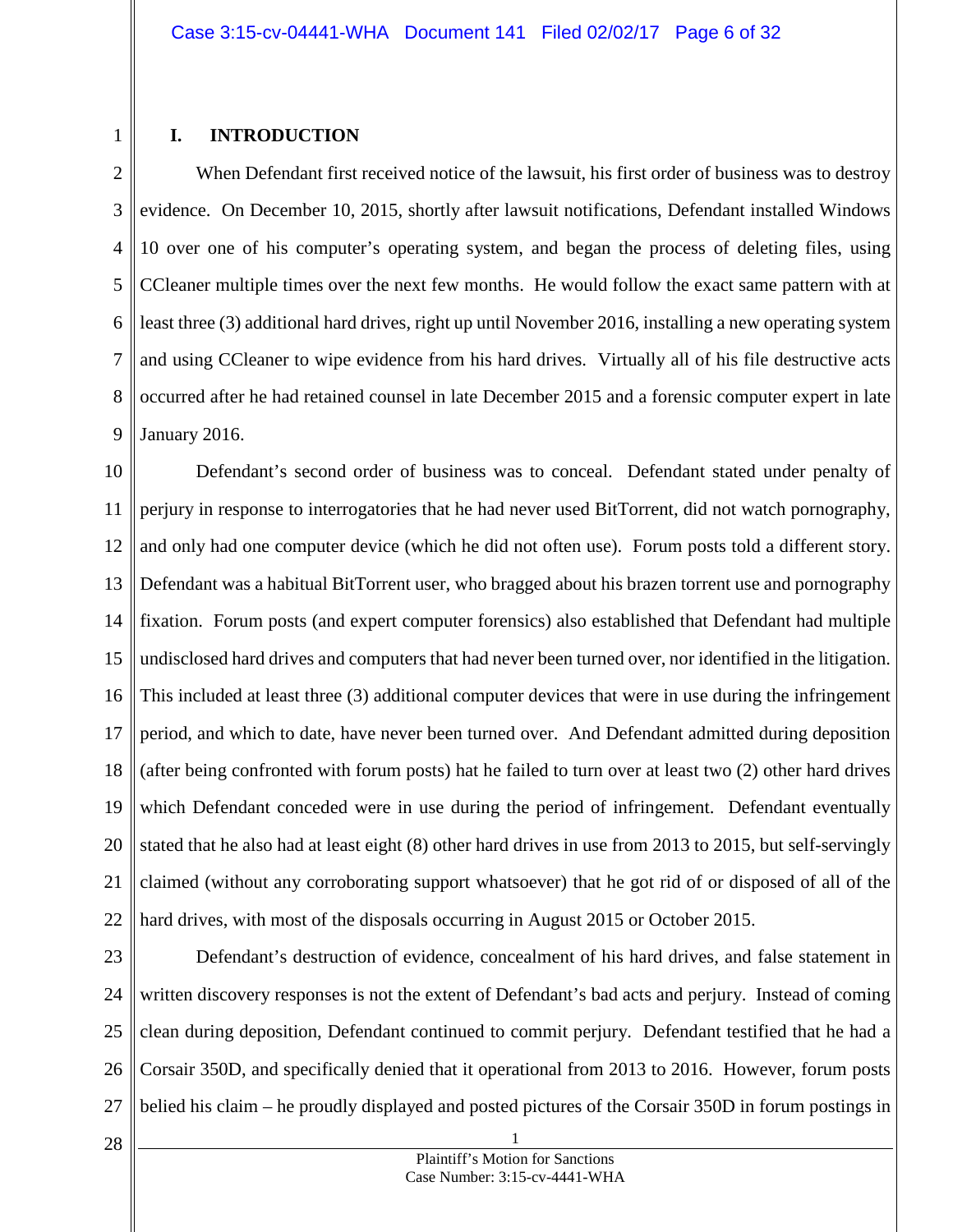## I. INTRODUCTION

When Defendant first received notice of the lawsuit, his first order of business was to destroy evidence. On December 10, 2015, shortly after lawsuit notifications, Defendant installed Windows 10 over one of his computer's operating system, and began the process of deleting files, using CCleaner multiple times over the next few months. He would follow the exact same pattern with at least three (3) additional hard drives, right up until November 2016, installing a new operating system and using CCleaner to wipe evidence from his hard drives. Virtually all of his file destructive acts occurred after he had retained counsel in late December 2015 and a forensic computer expert in late January 2016.

Defendant's second order of business was to conceal. Defendant stated under penalty of perjury in response to interrogatories that he had never used BitTorrent, did not watch pornography, and only had one computer device (which he did not often use). Forum posts told a different story. Defendant was a habitual BitTorrent user, who bragged about his brazen torrent use and pornography fixation. Forum posts (and expert computer forensics) also established that Defendant had multiple undisclosed hard drives and computers that had never been turned over, nor identified in the litigation. This included at least three (3) additional computer devices that were in use during the infringement period, and which to date, have never been turned over. And Defendant admitted during deposition (after being confronted with forum posts) hat he failed to turn over at least two (2) other hard drives which Defendant conceded were in use during the period of infringement. Defendant eventually stated that he also had at least eight (8) other hard drives in use from 2013 to 2015, but self-servingly claimed (without any corroborating support whatsoever) that he got rid of or disposed of all of the hard drives, with most of the disposals occurring in August 2015 or October 2015.

Defendant's destruction of evidence, concealment of his hard drives, and false statement in written discovery responses is not the extent of Defendant's bad acts and perjury. Instead of coming clean during deposition, Defendant continued to commit perjury. Defendant testified that he had a Corsair 350D, and specifically denied that it operational from 2013 to 2016. However, forum posts belied his claim – he proudly displayed and posted pictures of the Corsair 350D in forum postings in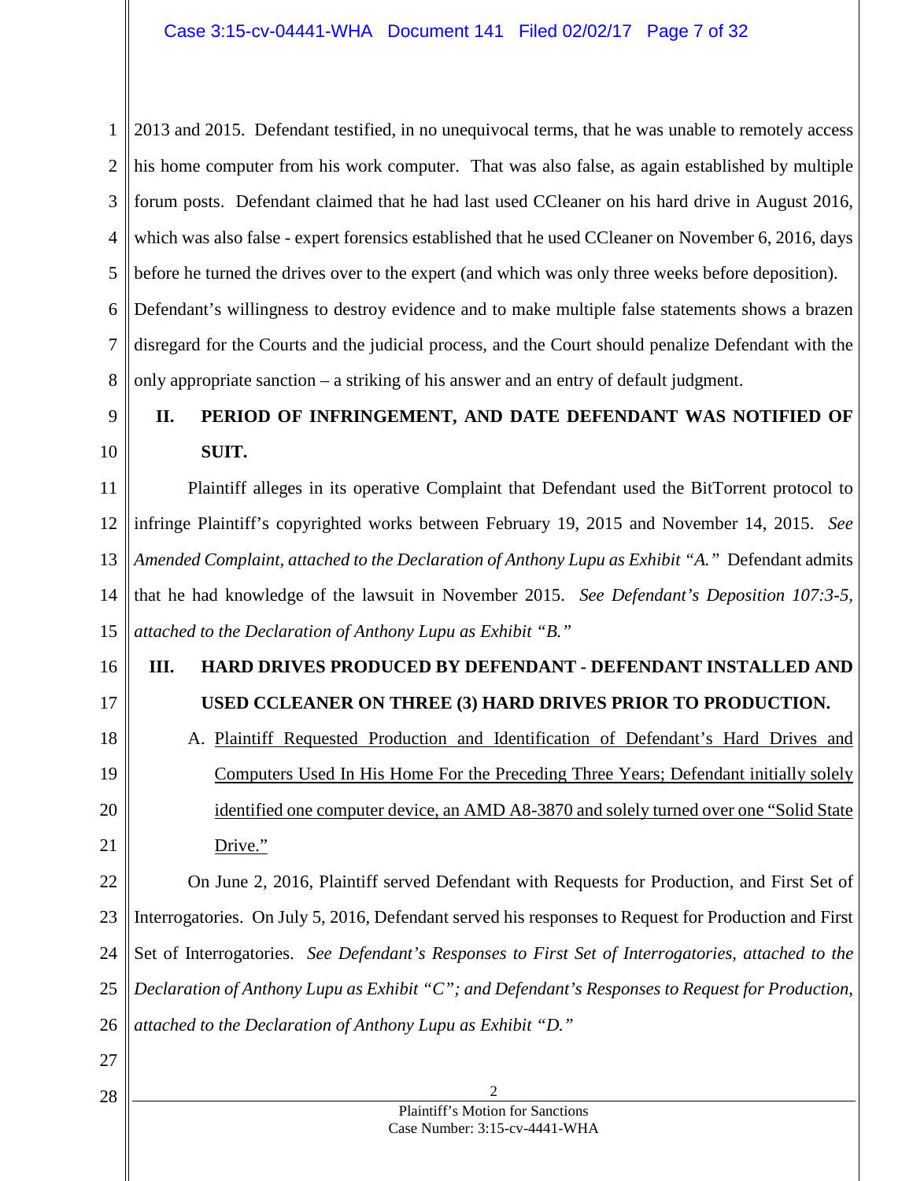2013 and 2015. Defendant testified, in no unequivocal terms, that he was unable to remotely access his home computer from his work computer. That was also false, as again established by multiple forum posts. Defendant claimed that he had last used CCleaner on his hard drive in August 2016, which was also false - expert forensics established that he used CCleaner on November 6, 2016, days before he turned the drives over to the expert (and which was only three weeks before deposition). Defendant's willingness to destroy evidence and to make multiple false statements shows a brazen disregard for the Courts and the judicial process, and the Court should penalize Defendant with the only appropriate sanction – a striking of his answer and an entry of default judgment.

## II. PERIOD OF INFRINGEMENT, AND DATE DEFENDANT WAS NOTIFIED OF SUIT.

Plaintiff alleges in its operative Complaint that Defendant used the BitTorrent protocol to infringe Plaintiff's copyrighted works between February 19, 2015 and November 14, 2015. *See Amended Complaint, attached to the Declaration of Anthony Lupu as Exhibit "A."* Defendant admits that he had knowledge of the lawsuit in November 2015. *See Defendant's Deposition 107:3-5, attached to the Declaration of Anthony Lupu as Exhibit "B."*

## III. HARD DRIVES PRODUCED BY DEFENDANT - DEFENDANT INSTALLED AND USED CCLEANER ON THREE (3) HARD DRIVES PRIOR TO PRODUCTION.

A. <u>Plaintiff Requested Production and Identification of Defendant's Hard Drives and Computers Used In His Home For the Preceding Three Years; Defendant initially solely identified one computer device, an AMD A8-3870 and solely turned over one "Solid State Drive."</u>

On June 2, 2016, Plaintiff served Defendant with Requests for Production, and First Set of Interrogatories. On July 5, 2016, Defendant served his responses to Request for Production and First Set of Interrogatories. *See Defendant's Responses to First Set of Interrogatories, attached to the Declaration of Anthony Lupu as Exhibit "C"; and Defendant's Responses to Request for Production, attached to the Declaration of Anthony Lupu as Exhibit "D."*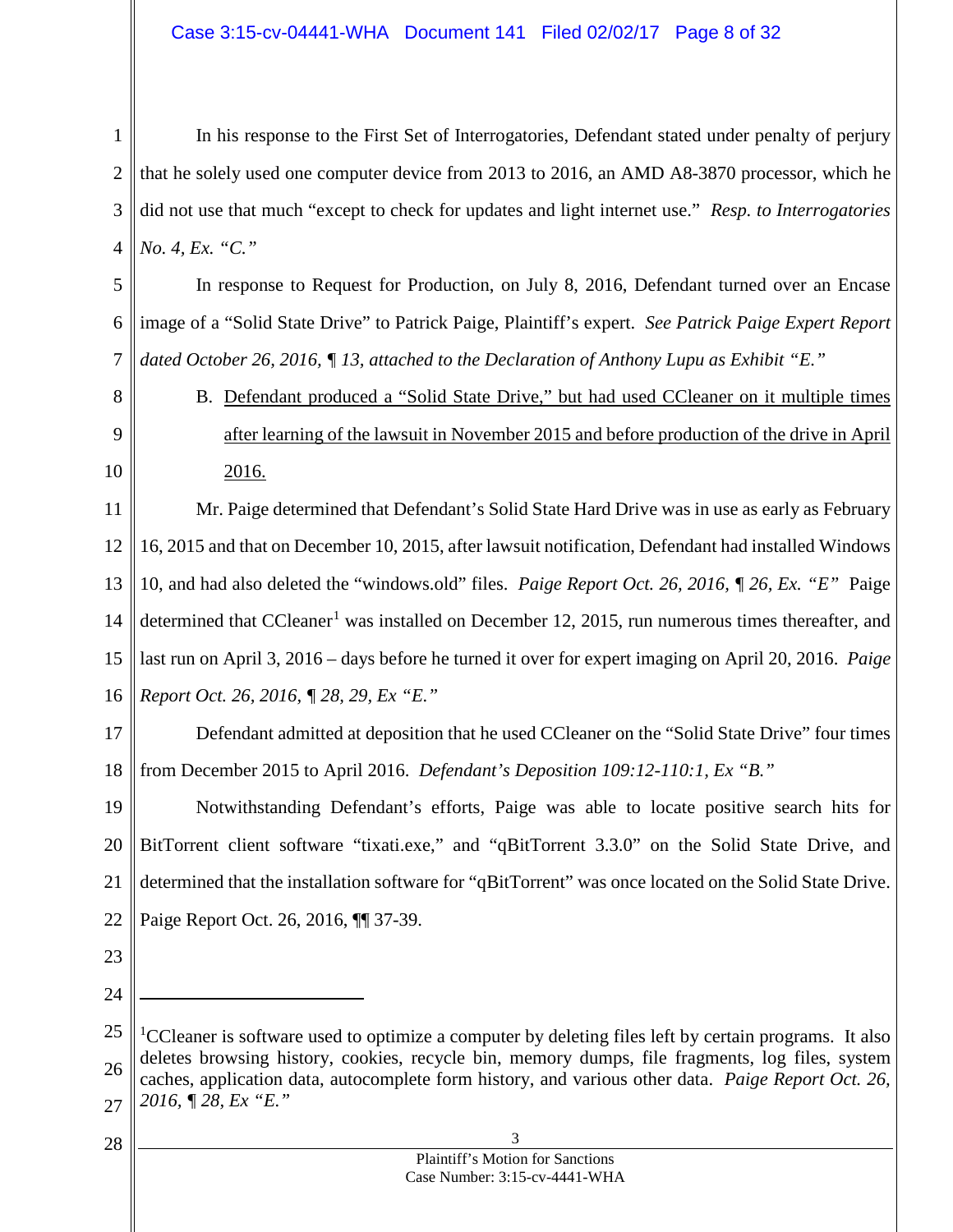In his response to the First Set of Interrogatories, Defendant stated under penalty of perjury that he solely used one computer device from 2013 to 2016, an AMD A8-3870 processor, which he did not use that much "except to check for updates and light internet use." *Resp. to Interrogatories No. 4, Ex. "C."*

In response to Request for Production, on July 8, 2016, Defendant turned over an Encase image of a "Solid State Drive" to Patrick Paige, Plaintiff's expert. *See Patrick Paige Expert Report dated October 26, 2016, ¶ 13, attached to the Declaration of Anthony Lupu as Exhibit "E."*

B. <u>Defendant produced a "Solid State Drive," but had used CCleaner on it multiple times after learning of the lawsuit in November 2015 and before production of the drive in April 2016.</u>

Mr. Paige determined that Defendant's Solid State Hard Drive was in use as early as February 16, 2015 and that on December 10, 2015, after lawsuit notification, Defendant had installed Windows 10, and had also deleted the "windows.old" files. *Paige Report Oct. 26, 2016, ¶ 26, Ex. "E"* Paige determined that CCleaner[1] was installed on December 12, 2015, run numerous times thereafter, and last run on April 3, 2016 – days before he turned it over for expert imaging on April 20, 2016. *Paige Report Oct. 26, 2016, ¶ 28, 29, Ex "E."*

Defendant admitted at deposition that he used CCleaner on the "Solid State Drive" four times from December 2015 to April 2016. *Defendant's Deposition 109:12-110:1, Ex "B."*

Notwithstanding Defendant's efforts, Paige was able to locate positive search hits for BitTorrent client software "tixati.exe," and "qBitTorrent 3.3.0" on the Solid State Drive, and determined that the installation software for "qBitTorrent" was once located on the Solid State Drive. Paige Report Oct. 26, 2016, ¶¶ 37-39.

---

[1]CCleaner is software used to optimize a computer by deleting files left by certain programs. It also deletes browsing history, cookies, recycle bin, memory dumps, file fragments, log files, system caches, application data, autocomplete form history, and various other data. *Paige Report Oct. 26, 2016, ¶ 28, Ex "E."*

Plaintiff's Motion for Sanctions
Case Number: 3:15-cv-4441-WHA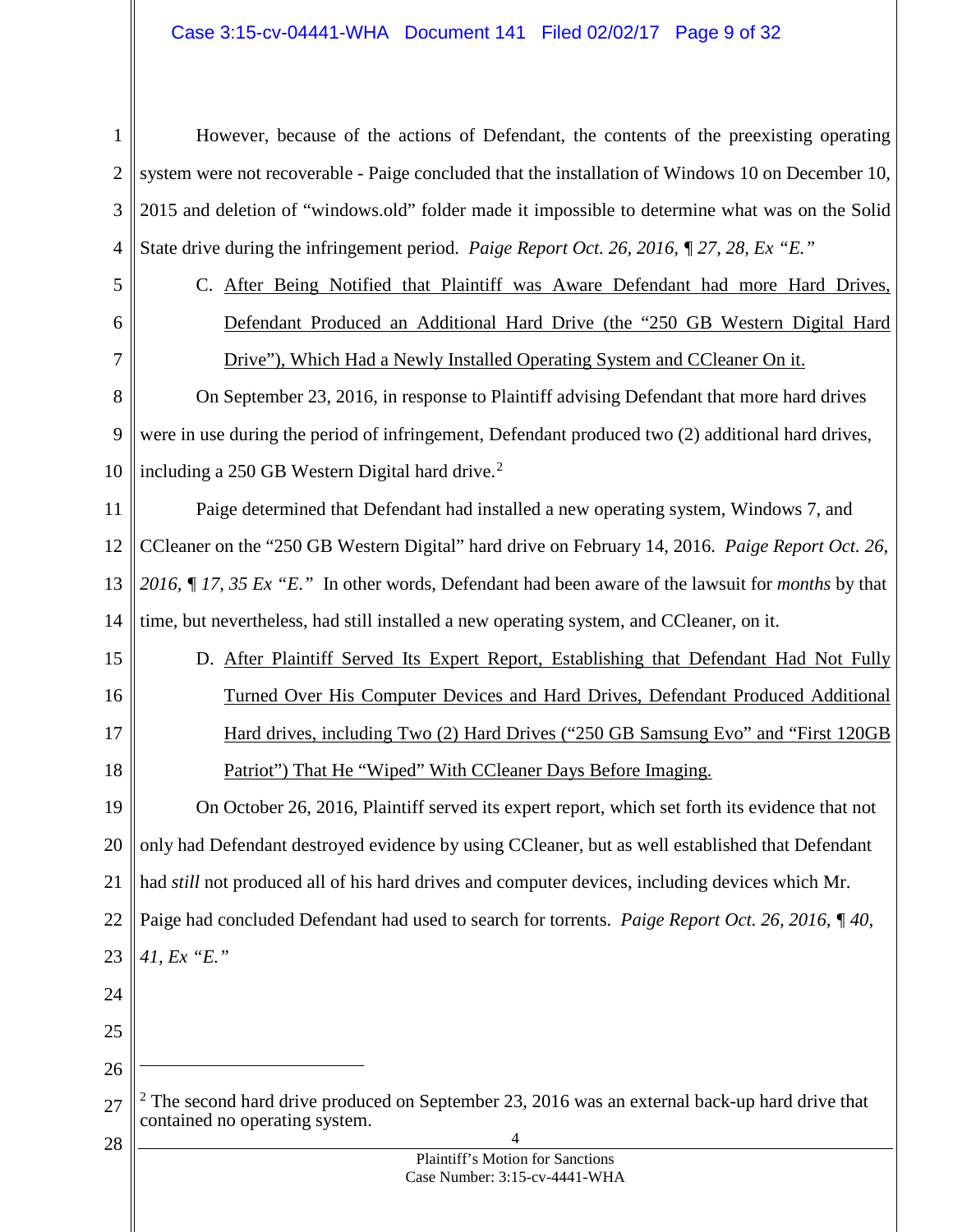However, because of the actions of Defendant, the contents of the preexisting operating system were not recoverable - Paige concluded that the installation of Windows 10 on December 10, 2015 and deletion of "windows.old" folder made it impossible to determine what was on the Solid State drive during the infringement period. *Paige Report Oct. 26, 2016, ¶ 27, 28, Ex "E."*

C. <u>After Being Notified that Plaintiff was Aware Defendant had more Hard Drives, Defendant Produced an Additional Hard Drive (the "250 GB Western Digital Hard Drive"), Which Had a Newly Installed Operating System and CCleaner On it.</u>

On September 23, 2016, in response to Plaintiff advising Defendant that more hard drives were in use during the period of infringement, Defendant produced two (2) additional hard drives, including a 250 GB Western Digital hard drive.[2]

Paige determined that Defendant had installed a new operating system, Windows 7, and CCleaner on the "250 GB Western Digital" hard drive on February 14, 2016. *Paige Report Oct. 26, 2016, ¶ 17, 35 Ex "E."* In other words, Defendant had been aware of the lawsuit for *months* by that time, but nevertheless, had still installed a new operating system, and CCleaner, on it.

D. <u>After Plaintiff Served Its Expert Report, Establishing that Defendant Had Not Fully Turned Over His Computer Devices and Hard Drives, Defendant Produced Additional Hard drives, including Two (2) Hard Drives ("250 GB Samsung Evo" and "First 120GB Patriot") That He "Wiped" With CCleaner Days Before Imaging.</u>

On October 26, 2016, Plaintiff served its expert report, which set forth its evidence that not only had Defendant destroyed evidence by using CCleaner, but as well established that Defendant had *still* not produced all of his hard drives and computer devices, including devices which Mr. Paige had concluded Defendant had used to search for torrents. *Paige Report Oct. 26, 2016, ¶ 40, 41, Ex "E."*

---

[2] The second hard drive produced on September 23, 2016 was an external back-up hard drive that contained no operating system.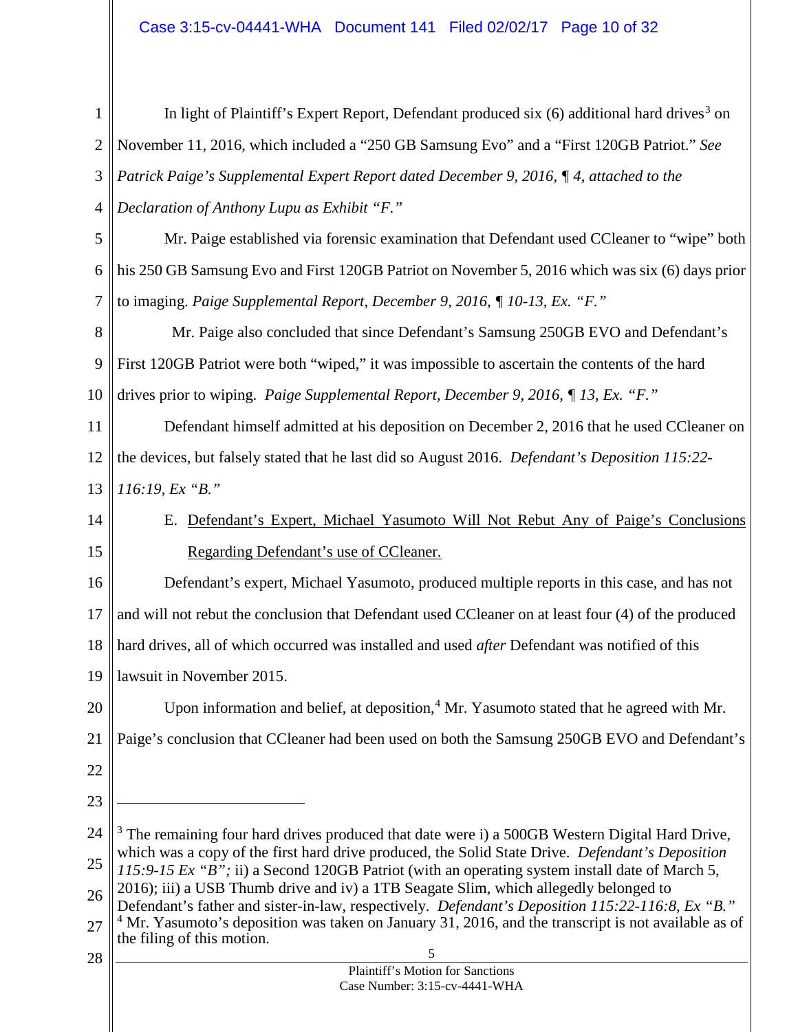In light of Plaintiff's Expert Report, Defendant produced six (6) additional hard drives[3] on November 11, 2016, which included a "250 GB Samsung Evo" and a "First 120GB Patriot." *See Patrick Paige's Supplemental Expert Report dated December 9, 2016, ¶ 4, attached to the Declaration of Anthony Lupu as Exhibit "F."*

Mr. Paige established via forensic examination that Defendant used CCleaner to "wipe" both his 250 GB Samsung Evo and First 120GB Patriot on November 5, 2016 which was six (6) days prior to imaging. *Paige Supplemental Report, December 9, 2016, ¶ 10-13, Ex. "F."*

Mr. Paige also concluded that since Defendant's Samsung 250GB EVO and Defendant's First 120GB Patriot were both "wiped," it was impossible to ascertain the contents of the hard drives prior to wiping. *Paige Supplemental Report, December 9, 2016, ¶ 13, Ex. "F."*

Defendant himself admitted at his deposition on December 2, 2016 that he used CCleaner on the devices, but falsely stated that he last did so August 2016. *Defendant's Deposition 115:22-116:19, Ex "B."*

E. Defendant's Expert, Michael Yasumoto Will Not Rebut Any of Paige's Conclusions Regarding Defendant's use of CCleaner.

Defendant's expert, Michael Yasumoto, produced multiple reports in this case, and has not and will not rebut the conclusion that Defendant used CCleaner on at least four (4) of the produced hard drives, all of which occurred was installed and used *after* Defendant was notified of this lawsuit in November 2015.

Upon information and belief, at deposition,[4] Mr. Yasumoto stated that he agreed with Mr. Paige's conclusion that CCleaner had been used on both the Samsung 250GB EVO and Defendant's

---

[3] The remaining four hard drives produced that date were i) a 500GB Western Digital Hard Drive, which was a copy of the first hard drive produced, the Solid State Drive. *Defendant's Deposition 115:9-15 Ex "B";* ii) a Second 120GB Patriot (with an operating system install date of March 5, 2016); iii) a USB Thumb drive and iv) a 1TB Seagate Slim, which allegedly belonged to Defendant's father and sister-in-law, respectively. *Defendant's Deposition 115:22-116:8, Ex "B."*

[4] Mr. Yasumoto's deposition was taken on January 31, 2016, and the transcript is not available as of the filing of this motion.

Plaintiff's Motion for Sanctions
Case Number: 3:15-cv-4441-WHA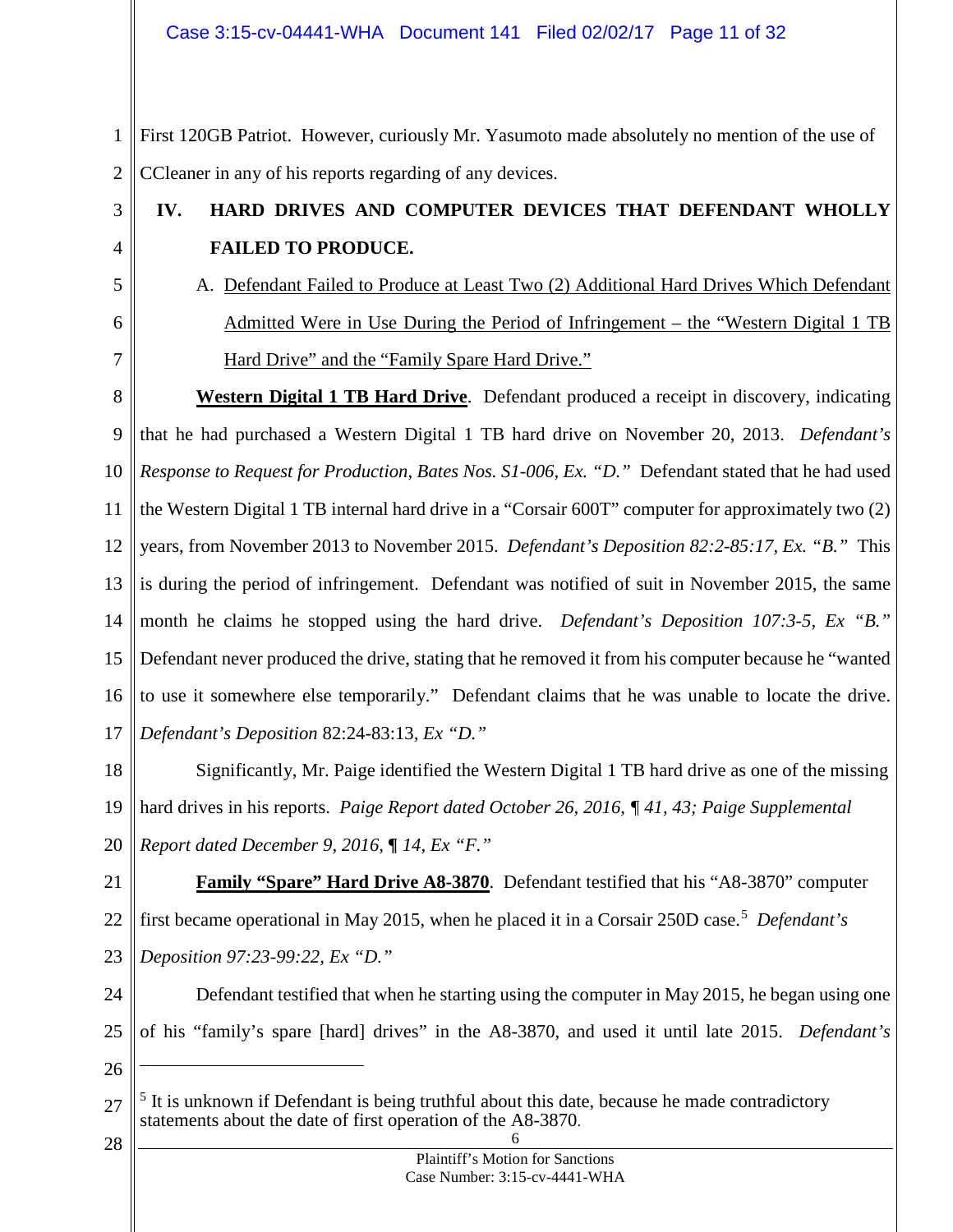First 120GB Patriot. However, curiously Mr. Yasumoto made absolutely no mention of the use of CCleaner in any of his reports regarding of any devices.

## IV. HARD DRIVES AND COMPUTER DEVICES THAT DEFENDANT WHOLLY FAILED TO PRODUCE.

### A. <u>Defendant Failed to Produce at Least Two (2) Additional Hard Drives Which Defendant Admitted Were in Use During the Period of Infringement – the "Western Digital 1 TB Hard Drive" and the "Family Spare Hard Drive."</u>

**<u>Western Digital 1 TB Hard Drive</u>**. Defendant produced a receipt in discovery, indicating that he had purchased a Western Digital 1 TB hard drive on November 20, 2013. *Defendant's Response to Request for Production, Bates Nos. S1-006, Ex. "D."* Defendant stated that he had used the Western Digital 1 TB internal hard drive in a "Corsair 600T" computer for approximately two (2) years, from November 2013 to November 2015. *Defendant's Deposition 82:2-85:17, Ex. "B."* This is during the period of infringement. Defendant was notified of suit in November 2015, the same month he claims he stopped using the hard drive. *Defendant's Deposition 107:3-5, Ex "B."* Defendant never produced the drive, stating that he removed it from his computer because he "wanted to use it somewhere else temporarily." Defendant claims that he was unable to locate the drive. *Defendant's Deposition* 82:24-83:13, *Ex "D."*

Significantly, Mr. Paige identified the Western Digital 1 TB hard drive as one of the missing hard drives in his reports. *Paige Report dated October 26, 2016, ¶ 41, 43; Paige Supplemental Report dated December 9, 2016, ¶ 14, Ex "F."*

**<u>Family "Spare" Hard Drive A8-3870</u>**. Defendant testified that his "A8-3870" computer first became operational in May 2015, when he placed it in a Corsair 250D case.[5] *Defendant's Deposition 97:23-99:22, Ex "D."*

Defendant testified that when he starting using the computer in May 2015, he began using one of his "family's spare [hard] drives" in the A8-3870, and used it until late 2015. *Defendant's*

---

[5] It is unknown if Defendant is being truthful about this date, because he made contradictory statements about the date of first operation of the A8-3870.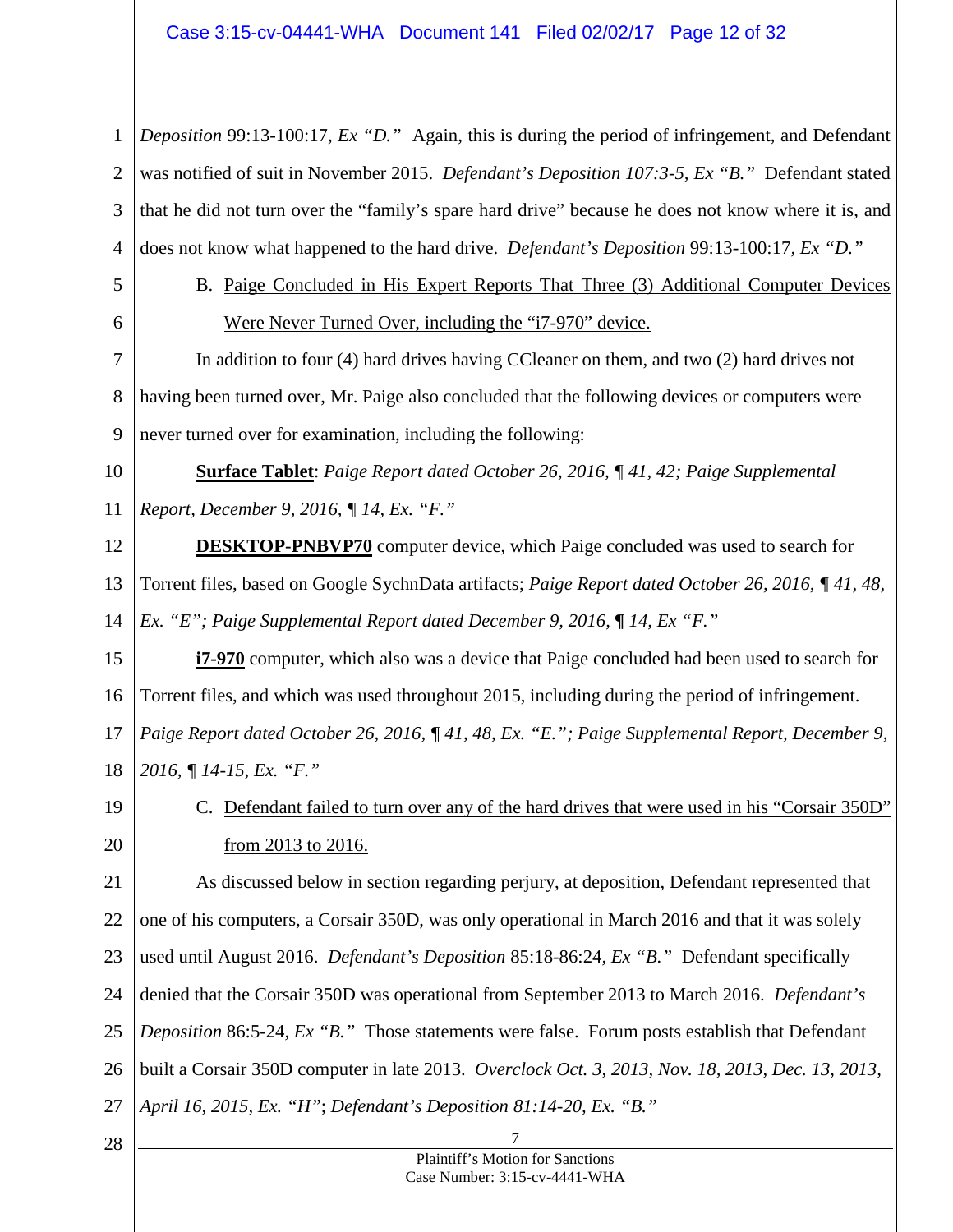*Deposition* 99:13-100:17, *Ex "D."* Again, this is during the period of infringement, and Defendant was notified of suit in November 2015. *Defendant's Deposition 107:3-5, Ex "B."* Defendant stated that he did not turn over the "family's spare hard drive" because he does not know where it is, and does not know what happened to the hard drive. *Defendant's Deposition* 99:13-100:17, *Ex "D."*

B. Paige Concluded in His Expert Reports That Three (3) Additional Computer Devices Were Never Turned Over, including the "i7-970" device.

In addition to four (4) hard drives having CCleaner on them, and two (2) hard drives not having been turned over, Mr. Paige also concluded that the following devices or computers were never turned over for examination, including the following:

**Surface Tablet**: *Paige Report dated October 26, 2016, ¶ 41, 42; Paige Supplemental Report, December 9, 2016, ¶ 14, Ex. "F."*

**DESKTOP-PNBVP70** computer device, which Paige concluded was used to search for Torrent files, based on Google SychnData artifacts; *Paige Report dated October 26, 2016, ¶ 41, 48, Ex. "E"; Paige Supplemental Report dated December 9, 2016, ¶ 14, Ex "F."*

**i7-970** computer, which also was a device that Paige concluded had been used to search for Torrent files, and which was used throughout 2015, including during the period of infringement. *Paige Report dated October 26, 2016, ¶ 41, 48, Ex. "E."; Paige Supplemental Report, December 9, 2016, ¶ 14-15, Ex. "F."*

C. Defendant failed to turn over any of the hard drives that were used in his "Corsair 350D" from 2013 to 2016.

As discussed below in section regarding perjury, at deposition, Defendant represented that one of his computers, a Corsair 350D, was only operational in March 2016 and that it was solely used until August 2016. *Defendant's Deposition* 85:18-86:24, *Ex "B."* Defendant specifically denied that the Corsair 350D was operational from September 2013 to March 2016. *Defendant's Deposition* 86:5-24, *Ex "B."* Those statements were false. Forum posts establish that Defendant built a Corsair 350D computer in late 2013. *Overclock Oct. 3, 2013, Nov. 18, 2013, Dec. 13, 2013, April 16, 2015, Ex. "H"*; *Defendant's Deposition 81:14-20, Ex. "B."*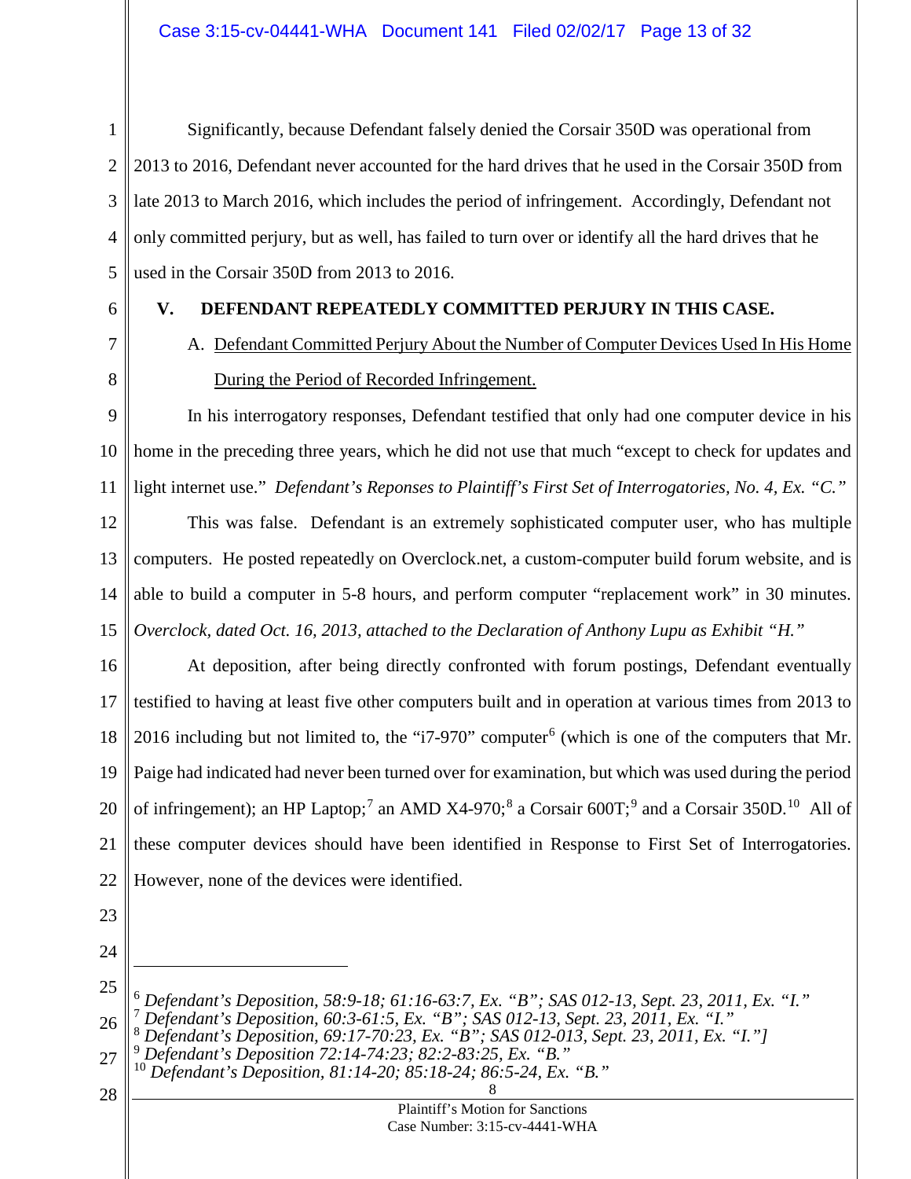Significantly, because Defendant falsely denied the Corsair 350D was operational from 2013 to 2016, Defendant never accounted for the hard drives that he used in the Corsair 350D from late 2013 to March 2016, which includes the period of infringement. Accordingly, Defendant not only committed perjury, but as well, has failed to turn over or identify all the hard drives that he used in the Corsair 350D from 2013 to 2016.

## V. DEFENDANT REPEATEDLY COMMITTED PERJURY IN THIS CASE.

### A. Defendant Committed Perjury About the Number of Computer Devices Used In His Home During the Period of Recorded Infringement.

In his interrogatory responses, Defendant testified that only had one computer device in his home in the preceding three years, which he did not use that much "except to check for updates and light internet use." *Defendant's Reponses to Plaintiff's First Set of Interrogatories, No. 4, Ex. "C."*

This was false. Defendant is an extremely sophisticated computer user, who has multiple computers. He posted repeatedly on Overclock.net, a custom-computer build forum website, and is able to build a computer in 5-8 hours, and perform computer "replacement work" in 30 minutes. *Overclock, dated Oct. 16, 2013, attached to the Declaration of Anthony Lupu as Exhibit "H."*

At deposition, after being directly confronted with forum postings, Defendant eventually testified to having at least five other computers built and in operation at various times from 2013 to 2016 including but not limited to, the "i7-970" computer[6] (which is one of the computers that Mr. Paige had indicated had never been turned over for examination, but which was used during the period of infringement); an HP Laptop;[7] an AMD X4-970;[8] a Corsair 600T;[9] and a Corsair 350D.[10] All of these computer devices should have been identified in Response to First Set of Interrogatories. However, none of the devices were identified.

---

[6] *Defendant's Deposition, 58:9-18; 61:16-63:7, Ex. "B"; SAS 012-13, Sept. 23, 2011, Ex. "I."*

[7] *Defendant's Deposition, 60:3-61:5, Ex. "B"; SAS 012-13, Sept. 23, 2011, Ex. "I."*

[8] *Defendant's Deposition, 69:17-70:23, Ex. "B"; SAS 012-013, Sept. 23, 2011, Ex. "I."]*

[9] *Defendant's Deposition 72:14-74:23; 82:2-83:25, Ex. "B."*

[10] *Defendant's Deposition, 81:14-20; 85:18-24; 86:5-24, Ex. "B."*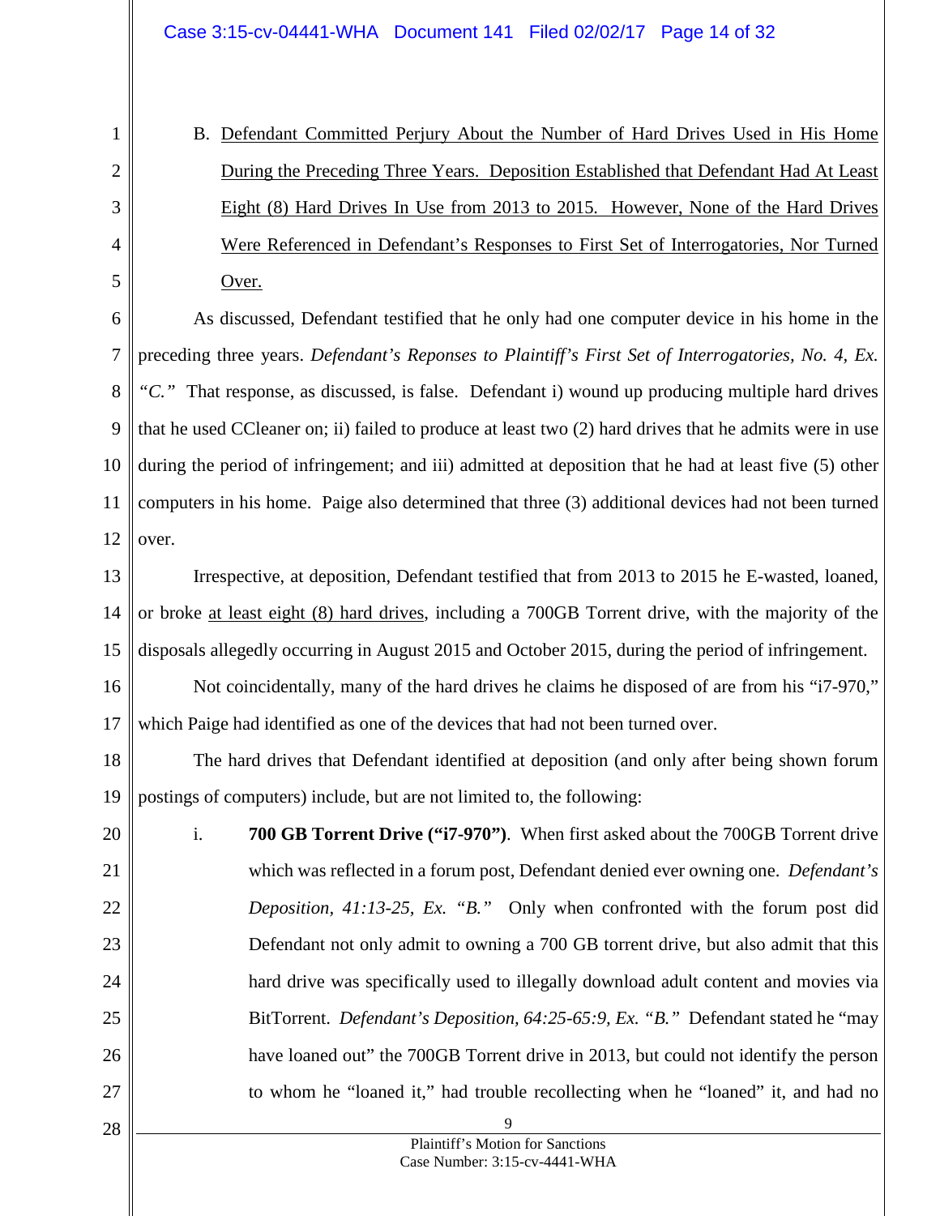B. <u>Defendant Committed Perjury About the Number of Hard Drives Used in His Home During the Preceding Three Years. Deposition Established that Defendant Had At Least Eight (8) Hard Drives In Use from 2013 to 2015. However, None of the Hard Drives Were Referenced in Defendant's Responses to First Set of Interrogatories, Nor Turned Over.</u>

As discussed, Defendant testified that he only had one computer device in his home in the preceding three years. *Defendant's Reponses to Plaintiff's First Set of Interrogatories, No. 4, Ex. "C."* That response, as discussed, is false. Defendant i) wound up producing multiple hard drives that he used CCleaner on; ii) failed to produce at least two (2) hard drives that he admits were in use during the period of infringement; and iii) admitted at deposition that he had at least five (5) other computers in his home. Paige also determined that three (3) additional devices had not been turned over.

Irrespective, at deposition, Defendant testified that from 2013 to 2015 he E-wasted, loaned, or broke <u>at least eight (8) hard drives</u>, including a 700GB Torrent drive, with the majority of the disposals allegedly occurring in August 2015 and October 2015, during the period of infringement.

Not coincidentally, many of the hard drives he claims he disposed of are from his "i7-970," which Paige had identified as one of the devices that had not been turned over.

The hard drives that Defendant identified at deposition (and only after being shown forum postings of computers) include, but are not limited to, the following:

i. **700 GB Torrent Drive ("i7-970")**. When first asked about the 700GB Torrent drive which was reflected in a forum post, Defendant denied ever owning one. *Defendant's Deposition, 41:13-25, Ex. "B."* Only when confronted with the forum post did Defendant not only admit to owning a 700 GB torrent drive, but also admit that this hard drive was specifically used to illegally download adult content and movies via BitTorrent. *Defendant's Deposition, 64:25-65:9, Ex. "B."* Defendant stated he "may have loaned out" the 700GB Torrent drive in 2013, but could not identify the person to whom he "loaned it," had trouble recollecting when he "loaned" it, and had no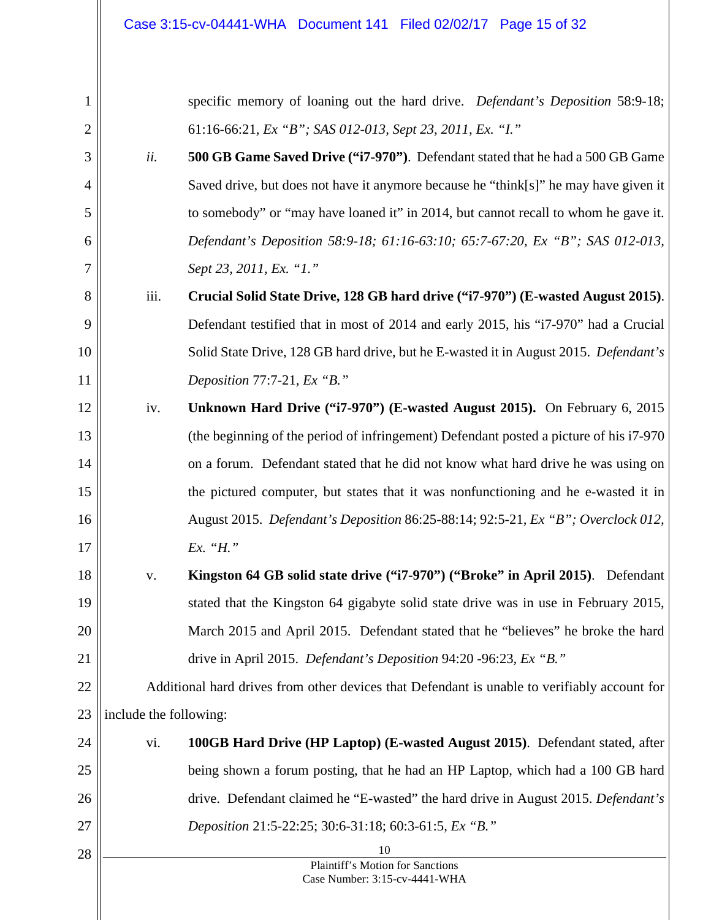specific memory of loaning out the hard drive. *Defendant's Deposition* 58:9-18; 61:16-66:21, *Ex "B"; SAS 012-013, Sept 23, 2011, Ex. "I."*

*ii.* **500 GB Game Saved Drive ("i7-970")**. Defendant stated that he had a 500 GB Game Saved drive, but does not have it anymore because he "think[s]" he may have given it to somebody" or "may have loaned it" in 2014, but cannot recall to whom he gave it. *Defendant's Deposition 58:9-18; 61:16-63:10; 65:7-67:20, Ex "B"; SAS 012-013, Sept 23, 2011, Ex. "1."*

iii. **Crucial Solid State Drive, 128 GB hard drive ("i7-970") (E-wasted August 2015)**. Defendant testified that in most of 2014 and early 2015, his "i7-970" had a Crucial Solid State Drive, 128 GB hard drive, but he E-wasted it in August 2015. *Defendant's Deposition* 77:7-21, *Ex "B."*

iv. **Unknown Hard Drive ("i7-970") (E-wasted August 2015).** On February 6, 2015 (the beginning of the period of infringement) Defendant posted a picture of his i7-970 on a forum. Defendant stated that he did not know what hard drive he was using on the pictured computer, but states that it was nonfunctioning and he e-wasted it in August 2015. *Defendant's Deposition* 86:25-88:14; 92:5-21, *Ex "B"; Overclock 012, Ex. "H."*

v. **Kingston 64 GB solid state drive ("i7-970") ("Broke" in April 2015)**. Defendant stated that the Kingston 64 gigabyte solid state drive was in use in February 2015, March 2015 and April 2015. Defendant stated that he "believes" he broke the hard drive in April 2015. *Defendant's Deposition* 94:20 -96:23, *Ex "B."*

Additional hard drives from other devices that Defendant is unable to verifiably account for include the following:

vi. **100GB Hard Drive (HP Laptop) (E-wasted August 2015)**. Defendant stated, after being shown a forum posting, that he had an HP Laptop, which had a 100 GB hard drive. Defendant claimed he "E-wasted" the hard drive in August 2015. *Defendant's Deposition* 21:5-22:25; 30:6-31:18; 60:3-61:5, *Ex "B."*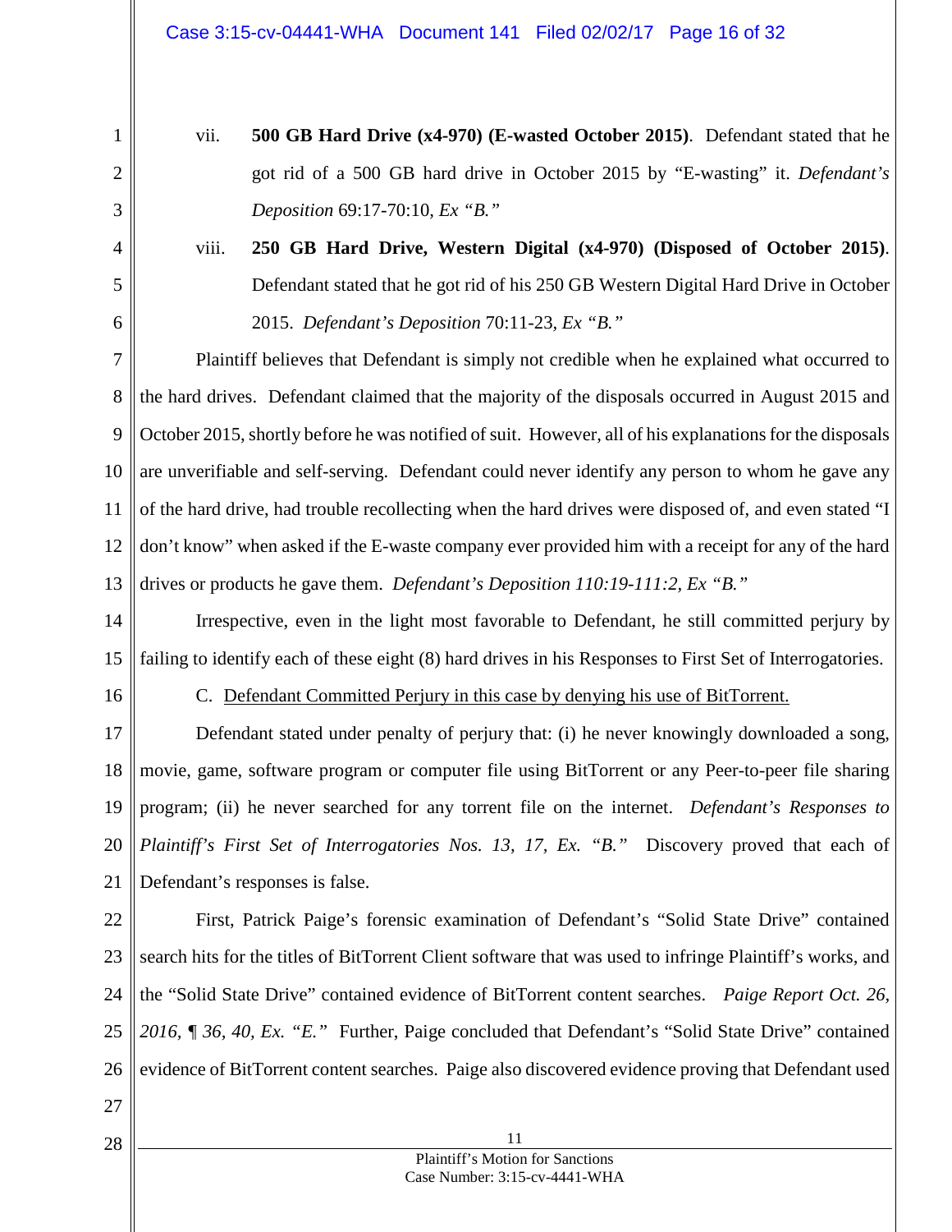vii. **500 GB Hard Drive (x4-970) (E-wasted October 2015)**. Defendant stated that he got rid of a 500 GB hard drive in October 2015 by "E-wasting" it. *Defendant's Deposition* 69:17-70:10, *Ex "B."*

viii. **250 GB Hard Drive, Western Digital (x4-970) (Disposed of October 2015)**. Defendant stated that he got rid of his 250 GB Western Digital Hard Drive in October 2015. *Defendant's Deposition* 70:11-23, *Ex "B."*

Plaintiff believes that Defendant is simply not credible when he explained what occurred to the hard drives. Defendant claimed that the majority of the disposals occurred in August 2015 and October 2015, shortly before he was notified of suit. However, all of his explanations for the disposals are unverifiable and self-serving. Defendant could never identify any person to whom he gave any of the hard drive, had trouble recollecting when the hard drives were disposed of, and even stated "I don't know" when asked if the E-waste company ever provided him with a receipt for any of the hard drives or products he gave them. *Defendant's Deposition 110:19-111:2, Ex "B."*

Irrespective, even in the light most favorable to Defendant, he still committed perjury by failing to identify each of these eight (8) hard drives in his Responses to First Set of Interrogatories.

C. <u>Defendant Committed Perjury in this case by denying his use of BitTorrent.</u>

Defendant stated under penalty of perjury that: (i) he never knowingly downloaded a song, movie, game, software program or computer file using BitTorrent or any Peer-to-peer file sharing program; (ii) he never searched for any torrent file on the internet. *Defendant's Responses to Plaintiff's First Set of Interrogatories Nos. 13, 17, Ex. "B."* Discovery proved that each of Defendant's responses is false.

First, Patrick Paige's forensic examination of Defendant's "Solid State Drive" contained search hits for the titles of BitTorrent Client software that was used to infringe Plaintiff's works, and the "Solid State Drive" contained evidence of BitTorrent content searches. *Paige Report Oct. 26, 2016, ¶ 36, 40, Ex. "E."* Further, Paige concluded that Defendant's "Solid State Drive" contained evidence of BitTorrent content searches. Paige also discovered evidence proving that Defendant used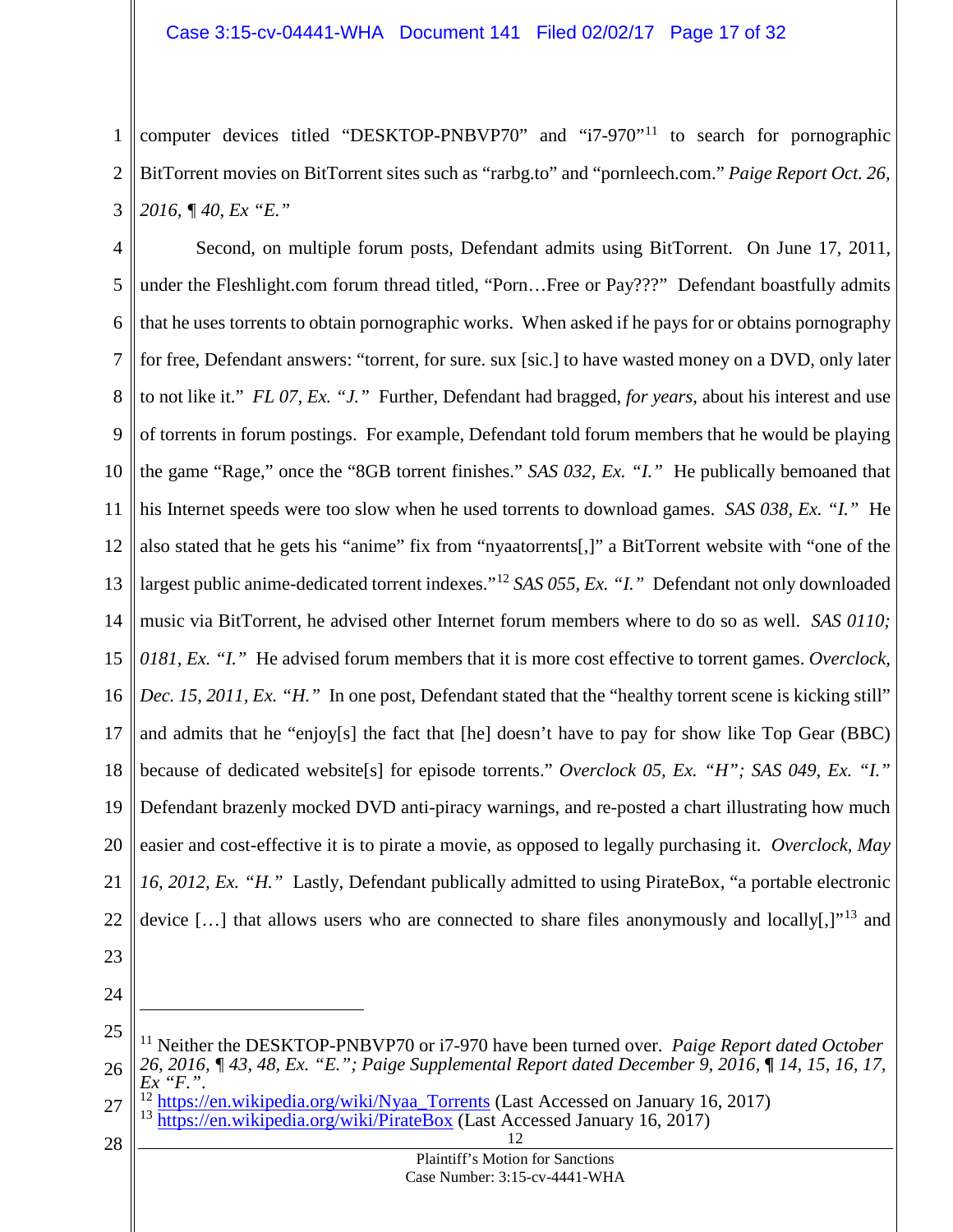computer devices titled "DESKTOP-PNBVP70" and "i7-970"[11] to search for pornographic BitTorrent movies on BitTorrent sites such as "rarbg.to" and "pornleech.com." *Paige Report Oct. 26, 2016, ¶ 40, Ex "E."*

Second, on multiple forum posts, Defendant admits using BitTorrent. On June 17, 2011, under the Fleshlight.com forum thread titled, "Porn…Free or Pay???" Defendant boastfully admits that he uses torrents to obtain pornographic works. When asked if he pays for or obtains pornography for free, Defendant answers: "torrent, for sure. sux [sic.] to have wasted money on a DVD, only later to not like it." *FL 07, Ex. "J."* Further, Defendant had bragged, *for years*, about his interest and use of torrents in forum postings. For example, Defendant told forum members that he would be playing the game "Rage," once the "8GB torrent finishes." *SAS 032, Ex. "I."* He publically bemoaned that his Internet speeds were too slow when he used torrents to download games. *SAS 038, Ex. "I."* He also stated that he gets his "anime" fix from "nyaatorrents[,]" a BitTorrent website with "one of the largest public anime-dedicated torrent indexes."[12] *SAS 055, Ex. "I."* Defendant not only downloaded music via BitTorrent, he advised other Internet forum members where to do so as well. *SAS 0110; 0181, Ex. "I."* He advised forum members that it is more cost effective to torrent games. *Overclock, Dec. 15, 2011, Ex. "H."* In one post, Defendant stated that the "healthy torrent scene is kicking still" and admits that he "enjoy[s] the fact that [he] doesn't have to pay for show like Top Gear (BBC) because of dedicated website[s] for episode torrents." *Overclock 05, Ex. "H"; SAS 049, Ex. "I."* Defendant brazenly mocked DVD anti-piracy warnings, and re-posted a chart illustrating how much easier and cost-effective it is to pirate a movie, as opposed to legally purchasing it. *Overclock, May 16, 2012, Ex. "H."* Lastly, Defendant publically admitted to using PirateBox, "a portable electronic device […] that allows users who are connected to share files anonymously and locally[,]"[13] and

---

[11] Neither the DESKTOP-PNBVP70 or i7-970 have been turned over. *Paige Report dated October 26, 2016, ¶ 43, 48, Ex. "E."; Paige Supplemental Report dated December 9, 2016, ¶ 14, 15, 16, 17, Ex "F.".*

[12] https://en.wikipedia.org/wiki/Nyaa_Torrents (Last Accessed on January 16, 2017)

[13] https://en.wikipedia.org/wiki/PirateBox (Last Accessed January 16, 2017)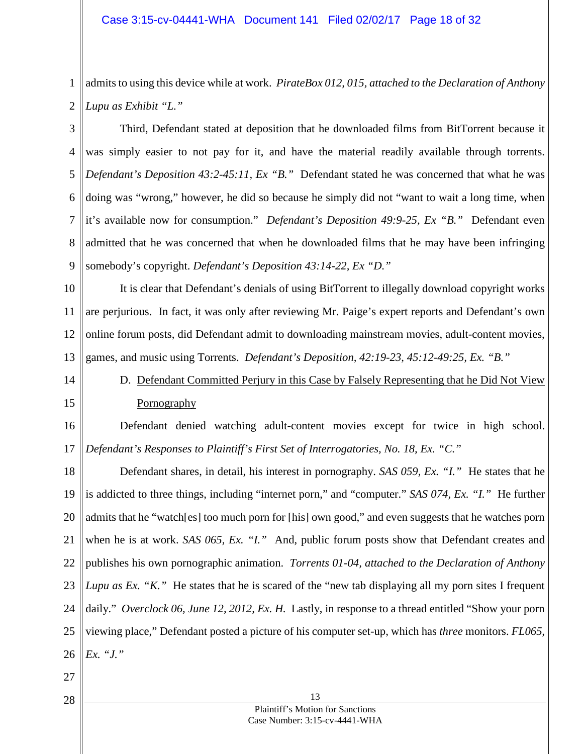admits to using this device while at work. *PirateBox 012, 015, attached to the Declaration of Anthony Lupu as Exhibit "L."*

Third, Defendant stated at deposition that he downloaded films from BitTorrent because it was simply easier to not pay for it, and have the material readily available through torrents. *Defendant's Deposition 43:2-45:11, Ex "B."* Defendant stated he was concerned that what he was doing was "wrong," however, he did so because he simply did not "want to wait a long time, when it's available now for consumption." *Defendant's Deposition 49:9-25, Ex "B."* Defendant even admitted that he was concerned that when he downloaded films that he may have been infringing somebody's copyright. *Defendant's Deposition 43:14-22, Ex "D."*

It is clear that Defendant's denials of using BitTorrent to illegally download copyright works are perjurious. In fact, it was only after reviewing Mr. Paige's expert reports and Defendant's own online forum posts, did Defendant admit to downloading mainstream movies, adult-content movies, games, and music using Torrents. *Defendant's Deposition, 42:19-23, 45:12-49:25, Ex. "B."*

D. <u>Defendant Committed Perjury in this Case by Falsely Representing that he Did Not View Pornography</u>

Defendant denied watching adult-content movies except for twice in high school. *Defendant's Responses to Plaintiff's First Set of Interrogatories, No. 18, Ex. "C."*

Defendant shares, in detail, his interest in pornography. *SAS 059, Ex. "I."* He states that he is addicted to three things, including "internet porn," and "computer." *SAS 074, Ex. "I."* He further admits that he "watch[es] too much porn for [his] own good," and even suggests that he watches porn when he is at work. *SAS 065, Ex. "I."* And, public forum posts show that Defendant creates and publishes his own pornographic animation. *Torrents 01-04, attached to the Declaration of Anthony Lupu as Ex. "K."* He states that he is scared of the "new tab displaying all my porn sites I frequent daily." *Overclock 06, June 12, 2012, Ex. H.* Lastly, in response to a thread entitled "Show your porn viewing place," Defendant posted a picture of his computer set-up, which has *three* monitors. *FL065, Ex. "J."*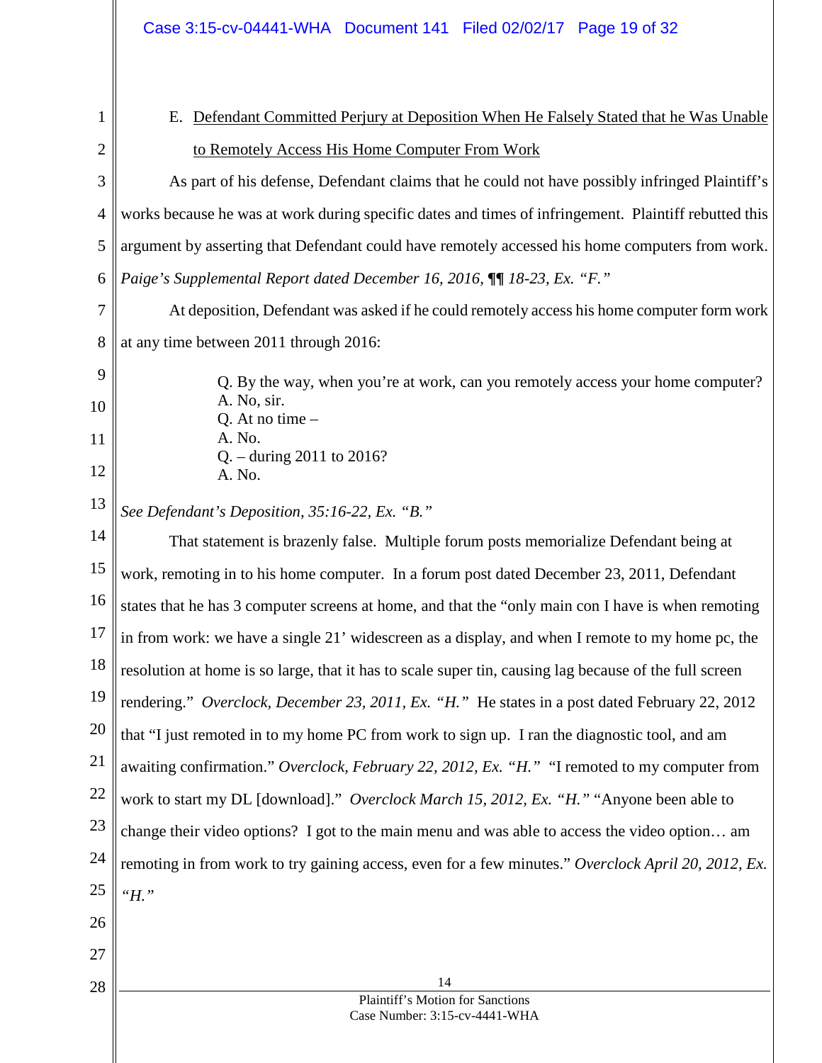E. <u>Defendant Committed Perjury at Deposition When He Falsely Stated that he Was Unable to Remotely Access His Home Computer From Work</u>

As part of his defense, Defendant claims that he could not have possibly infringed Plaintiff's works because he was at work during specific dates and times of infringement. Plaintiff rebutted this argument by asserting that Defendant could have remotely accessed his home computers from work. *Paige's Supplemental Report dated December 16, 2016, ¶¶ 18-23, Ex. "F."*

At deposition, Defendant was asked if he could remotely access his home computer form work at any time between 2011 through 2016:

> Q. By the way, when you're at work, can you remotely access your home computer?
> A. No, sir.
> Q. At no time –
> A. No.
> Q. – during 2011 to 2016?
> A. No.

*See Defendant's Deposition, 35:16-22, Ex. "B."*

That statement is brazenly false. Multiple forum posts memorialize Defendant being at work, remoting in to his home computer. In a forum post dated December 23, 2011, Defendant states that he has 3 computer screens at home, and that the "only main con I have is when remoting in from work: we have a single 21' widescreen as a display, and when I remote to my home pc, the resolution at home is so large, that it has to scale super tin, causing lag because of the full screen rendering." *Overclock, December 23, 2011, Ex. "H."* He states in a post dated February 22, 2012 that "I just remoted in to my home PC from work to sign up. I ran the diagnostic tool, and am awaiting confirmation." *Overclock, February 22, 2012, Ex. "H."* "I remoted to my computer from work to start my DL [download]." *Overclock March 15, 2012, Ex. "H."* "Anyone been able to change their video options? I got to the main menu and was able to access the video option… am remoting in from work to try gaining access, even for a few minutes." *Overclock April 20, 2012, Ex. "H."*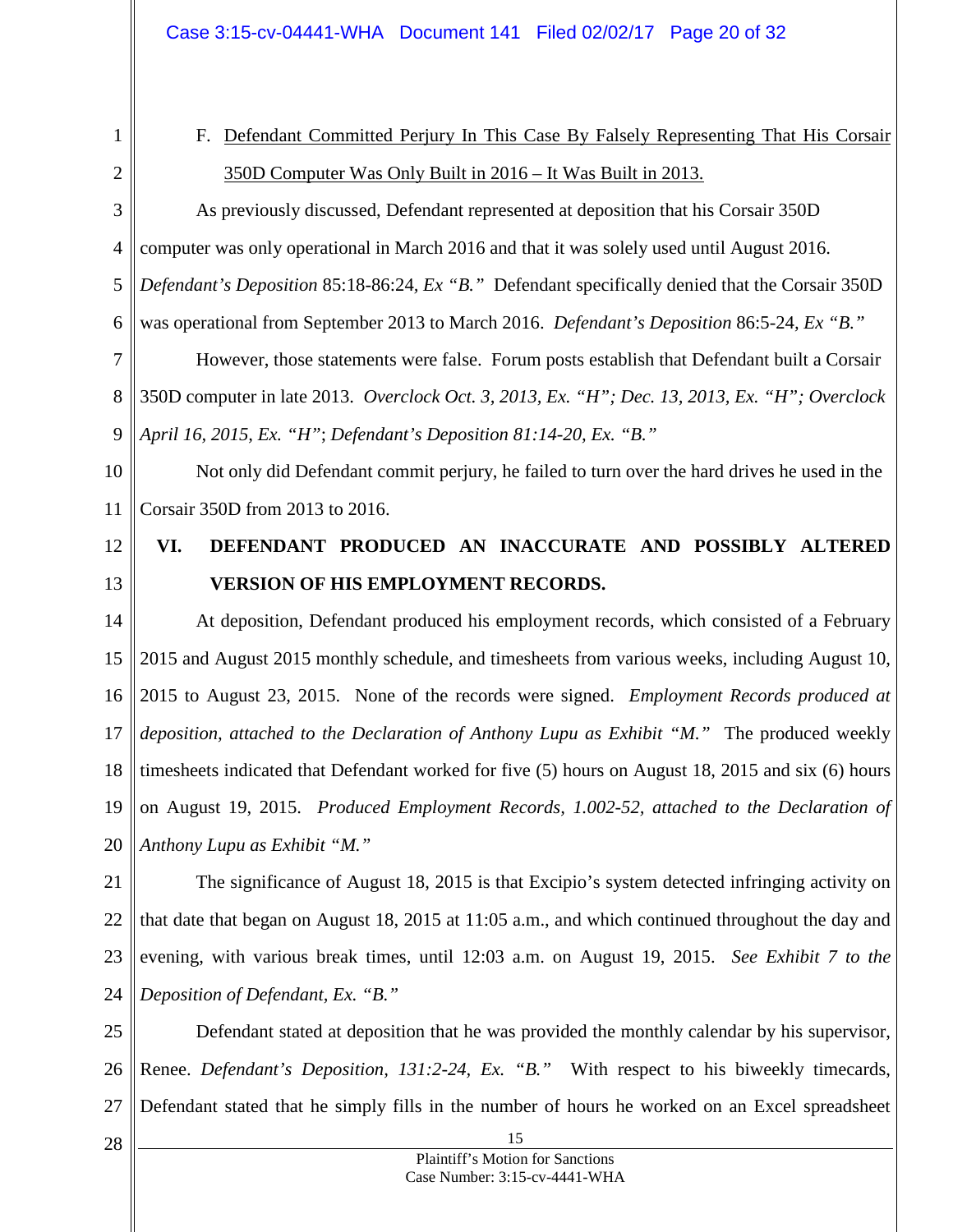F. <u>Defendant Committed Perjury In This Case By Falsely Representing That His Corsair 350D Computer Was Only Built in 2016 – It Was Built in 2013.</u>

As previously discussed, Defendant represented at deposition that his Corsair 350D computer was only operational in March 2016 and that it was solely used until August 2016. *Defendant's Deposition* 85:18-86:24, *Ex "B."* Defendant specifically denied that the Corsair 350D was operational from September 2013 to March 2016. *Defendant's Deposition* 86:5-24, *Ex "B."*

However, those statements were false. Forum posts establish that Defendant built a Corsair 350D computer in late 2013. *Overclock Oct. 3, 2013, Ex. "H"; Dec. 13, 2013, Ex. "H"; Overclock April 16, 2015, Ex. "H"*; *Defendant's Deposition 81:14-20, Ex. "B."*

Not only did Defendant commit perjury, he failed to turn over the hard drives he used in the Corsair 350D from 2013 to 2016.

## VI. DEFENDANT PRODUCED AN INACCURATE AND POSSIBLY ALTERED VERSION OF HIS EMPLOYMENT RECORDS.

At deposition, Defendant produced his employment records, which consisted of a February 2015 and August 2015 monthly schedule, and timesheets from various weeks, including August 10, 2015 to August 23, 2015. None of the records were signed. *Employment Records produced at deposition, attached to the Declaration of Anthony Lupu as Exhibit "M."* The produced weekly timesheets indicated that Defendant worked for five (5) hours on August 18, 2015 and six (6) hours on August 19, 2015. *Produced Employment Records, 1.002-52, attached to the Declaration of Anthony Lupu as Exhibit "M."*

The significance of August 18, 2015 is that Excipio's system detected infringing activity on that date that began on August 18, 2015 at 11:05 a.m., and which continued throughout the day and evening, with various break times, until 12:03 a.m. on August 19, 2015. *See Exhibit 7 to the Deposition of Defendant, Ex. "B."*

Defendant stated at deposition that he was provided the monthly calendar by his supervisor, Renee. *Defendant's Deposition, 131:2-24, Ex. "B."* With respect to his biweekly timecards, Defendant stated that he simply fills in the number of hours he worked on an Excel spreadsheet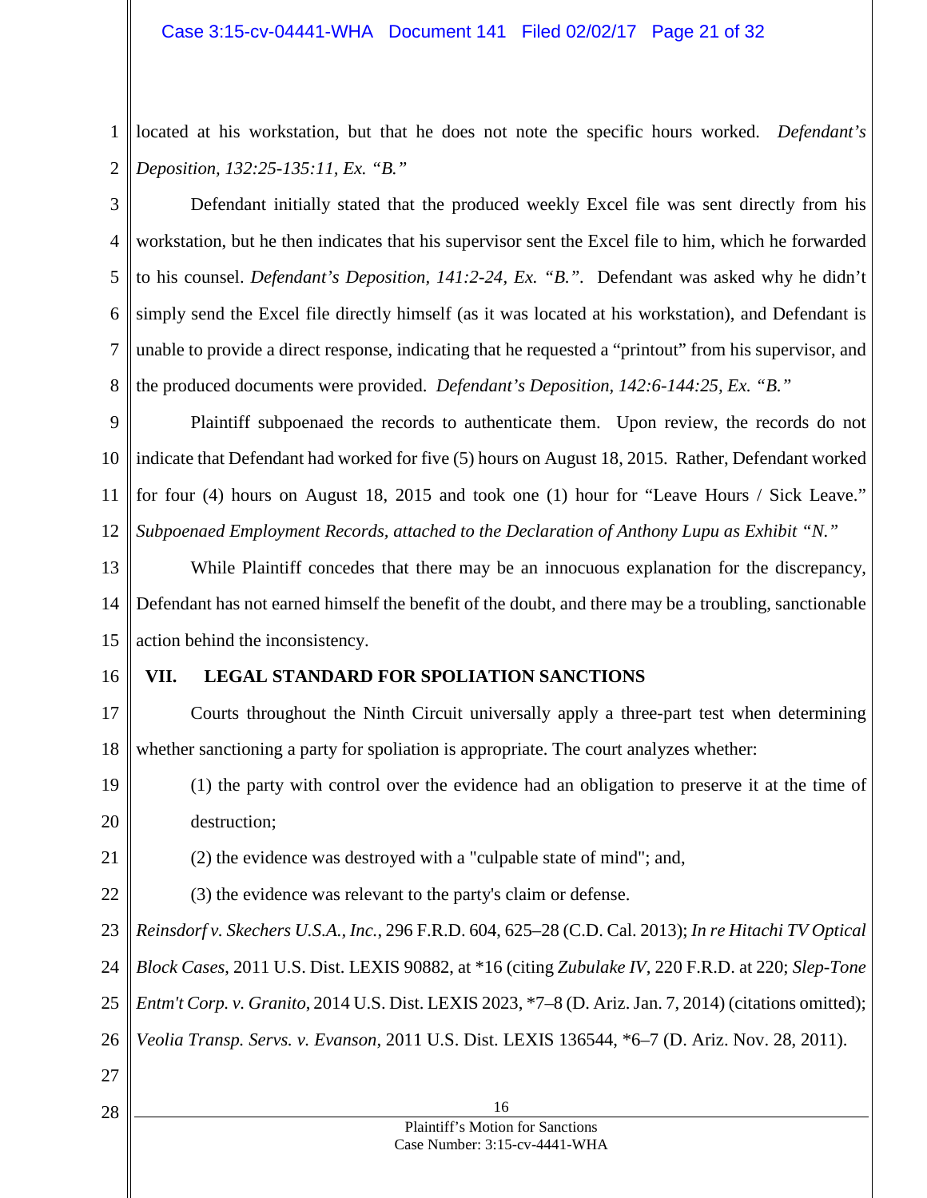located at his workstation, but that he does not note the specific hours worked. *Defendant's Deposition, 132:25-135:11, Ex. "B."*

Defendant initially stated that the produced weekly Excel file was sent directly from his workstation, but he then indicates that his supervisor sent the Excel file to him, which he forwarded to his counsel. *Defendant's Deposition, 141:2-24, Ex. "B.".* Defendant was asked why he didn't simply send the Excel file directly himself (as it was located at his workstation), and Defendant is unable to provide a direct response, indicating that he requested a "printout" from his supervisor, and the produced documents were provided. *Defendant's Deposition, 142:6-144:25, Ex. "B."*

Plaintiff subpoenaed the records to authenticate them. Upon review, the records do not indicate that Defendant had worked for five (5) hours on August 18, 2015. Rather, Defendant worked for four (4) hours on August 18, 2015 and took one (1) hour for "Leave Hours / Sick Leave." *Subpoenaed Employment Records, attached to the Declaration of Anthony Lupu as Exhibit "N."*

While Plaintiff concedes that there may be an innocuous explanation for the discrepancy, Defendant has not earned himself the benefit of the doubt, and there may be a troubling, sanctionable action behind the inconsistency.

## VII. LEGAL STANDARD FOR SPOLIATION SANCTIONS

Courts throughout the Ninth Circuit universally apply a three-part test when determining whether sanctioning a party for spoliation is appropriate. The court analyzes whether:

(1) the party with control over the evidence had an obligation to preserve it at the time of destruction;

(2) the evidence was destroyed with a "culpable state of mind"; and,

(3) the evidence was relevant to the party's claim or defense.

*Reinsdorf v. Skechers U.S.A., Inc.*, 296 F.R.D. 604, 625–28 (C.D. Cal. 2013); *In re Hitachi TV Optical Block Cases*, 2011 U.S. Dist. LEXIS 90882, at *16 (citing *Zubulake IV*, 220 F.R.D. at 220; *Slep-Tone Entm't Corp. v. Granito*, 2014 U.S. Dist. LEXIS 2023, *7–8 (D. Ariz. Jan. 7, 2014) (citations omitted); *Veolia Transp. Servs. v. Evanson*, 2011 U.S. Dist. LEXIS 136544, *6–7 (D. Ariz. Nov. 28, 2011).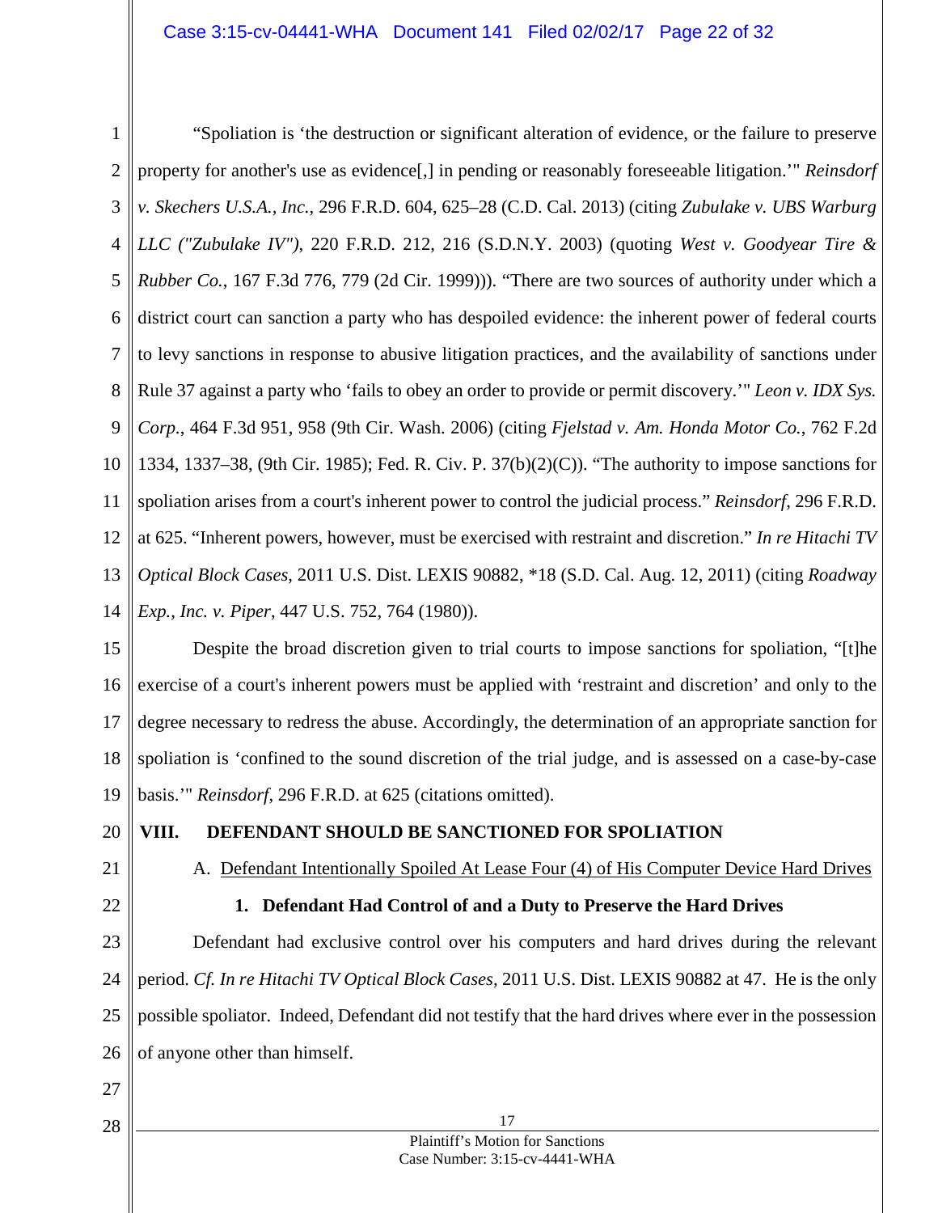"Spoliation is 'the destruction or significant alteration of evidence, or the failure to preserve property for another's use as evidence[,] in pending or reasonably foreseeable litigation.'" *Reinsdorf v. Skechers U.S.A., Inc.*, 296 F.R.D. 604, 625–28 (C.D. Cal. 2013) (citing *Zubulake v. UBS Warburg LLC ("Zubulake IV")*, 220 F.R.D. 212, 216 (S.D.N.Y. 2003) (quoting *West v. Goodyear Tire & Rubber Co.*, 167 F.3d 776, 779 (2d Cir. 1999))). "There are two sources of authority under which a district court can sanction a party who has despoiled evidence: the inherent power of federal courts to levy sanctions in response to abusive litigation practices, and the availability of sanctions under Rule 37 against a party who 'fails to obey an order to provide or permit discovery.'" *Leon v. IDX Sys. Corp.*, 464 F.3d 951, 958 (9th Cir. Wash. 2006) (citing *Fjelstad v. Am. Honda Motor Co.*, 762 F.2d 1334, 1337–38, (9th Cir. 1985); Fed. R. Civ. P. 37(b)(2)(C)). "The authority to impose sanctions for spoliation arises from a court's inherent power to control the judicial process." *Reinsdorf*, 296 F.R.D. at 625. "Inherent powers, however, must be exercised with restraint and discretion." *In re Hitachi TV Optical Block Cases*, 2011 U.S. Dist. LEXIS 90882, *18 (S.D. Cal. Aug. 12, 2011) (citing *Roadway Exp., Inc. v. Piper*, 447 U.S. 752, 764 (1980)).

Despite the broad discretion given to trial courts to impose sanctions for spoliation, "[t]he exercise of a court's inherent powers must be applied with 'restraint and discretion' and only to the degree necessary to redress the abuse. Accordingly, the determination of an appropriate sanction for spoliation is 'confined to the sound discretion of the trial judge, and is assessed on a case-by-case basis.'" *Reinsdorf*, 296 F.R.D. at 625 (citations omitted).

## VIII. DEFENDANT SHOULD BE SANCTIONED FOR SPOLIATION

### A. Defendant Intentionally Spoiled At Lease Four (4) of His Computer Device Hard Drives

#### 1. Defendant Had Control of and a Duty to Preserve the Hard Drives

Defendant had exclusive control over his computers and hard drives during the relevant period. *Cf. In re Hitachi TV Optical Block Cases*, 2011 U.S. Dist. LEXIS 90882 at 47. He is the only possible spoliator. Indeed, Defendant did not testify that the hard drives where ever in the possession of anyone other than himself.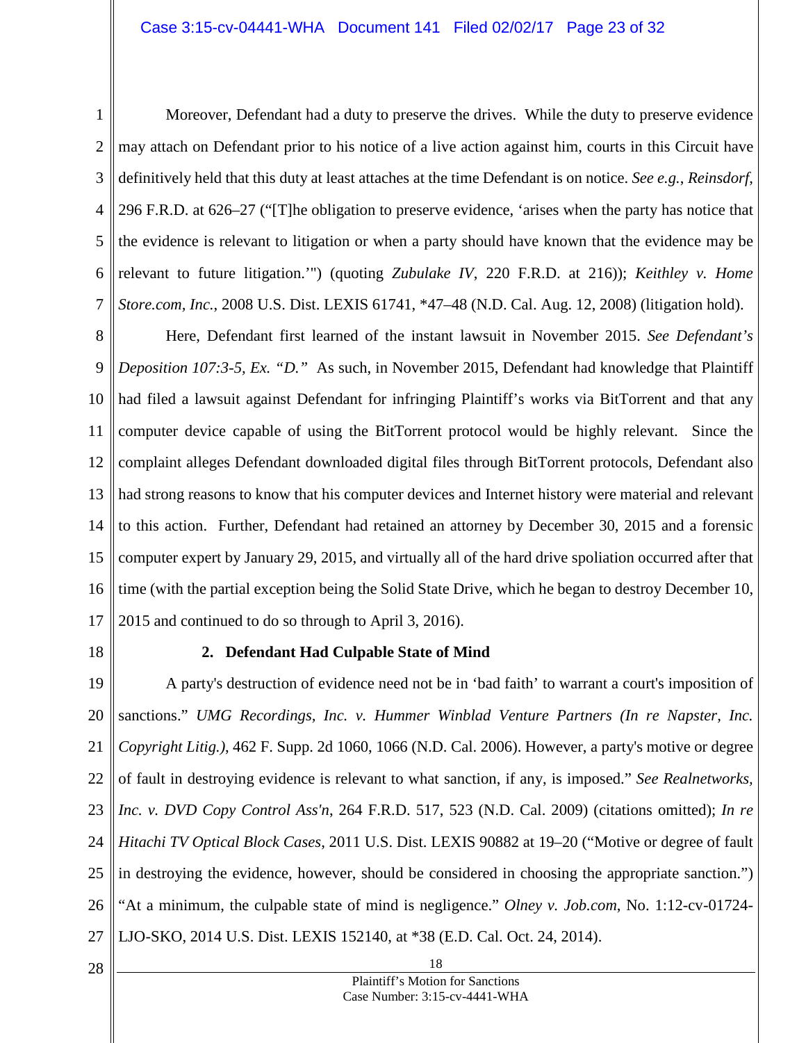Moreover, Defendant had a duty to preserve the drives. While the duty to preserve evidence may attach on Defendant prior to his notice of a live action against him, courts in this Circuit have definitively held that this duty at least attaches at the time Defendant is on notice. *See e.g.*, *Reinsdorf*, 296 F.R.D. at 626–27 ("[T]he obligation to preserve evidence, 'arises when the party has notice that the evidence is relevant to litigation or when a party should have known that the evidence may be relevant to future litigation.'") (quoting *Zubulake IV*, 220 F.R.D. at 216)); *Keithley v. Home Store.com, Inc.*, 2008 U.S. Dist. LEXIS 61741, *47–48 (N.D. Cal. Aug. 12, 2008) (litigation hold).

Here, Defendant first learned of the instant lawsuit in November 2015. *See Defendant's Deposition 107:3-5, Ex. "D."* As such, in November 2015, Defendant had knowledge that Plaintiff had filed a lawsuit against Defendant for infringing Plaintiff's works via BitTorrent and that any computer device capable of using the BitTorrent protocol would be highly relevant. Since the complaint alleges Defendant downloaded digital files through BitTorrent protocols, Defendant also had strong reasons to know that his computer devices and Internet history were material and relevant to this action. Further, Defendant had retained an attorney by December 30, 2015 and a forensic computer expert by January 29, 2015, and virtually all of the hard drive spoliation occurred after that time (with the partial exception being the Solid State Drive, which he began to destroy December 10, 2015 and continued to do so through to April 3, 2016).

**2. Defendant Had Culpable State of Mind**

A party's destruction of evidence need not be in 'bad faith' to warrant a court's imposition of sanctions." *UMG Recordings, Inc. v. Hummer Winblad Venture Partners (In re Napster, Inc. Copyright Litig.)*, 462 F. Supp. 2d 1060, 1066 (N.D. Cal. 2006). However, a party's motive or degree of fault in destroying evidence is relevant to what sanction, if any, is imposed." *See Realnetworks, Inc. v. DVD Copy Control Ass'n*, 264 F.R.D. 517, 523 (N.D. Cal. 2009) (citations omitted); *In re Hitachi TV Optical Block Cases*, 2011 U.S. Dist. LEXIS 90882 at 19–20 ("Motive or degree of fault in destroying the evidence, however, should be considered in choosing the appropriate sanction.") "At a minimum, the culpable state of mind is negligence." *Olney v. Job.com*, No. 1:12-cv-01724-LJO-SKO, 2014 U.S. Dist. LEXIS 152140, at *38 (E.D. Cal. Oct. 24, 2014).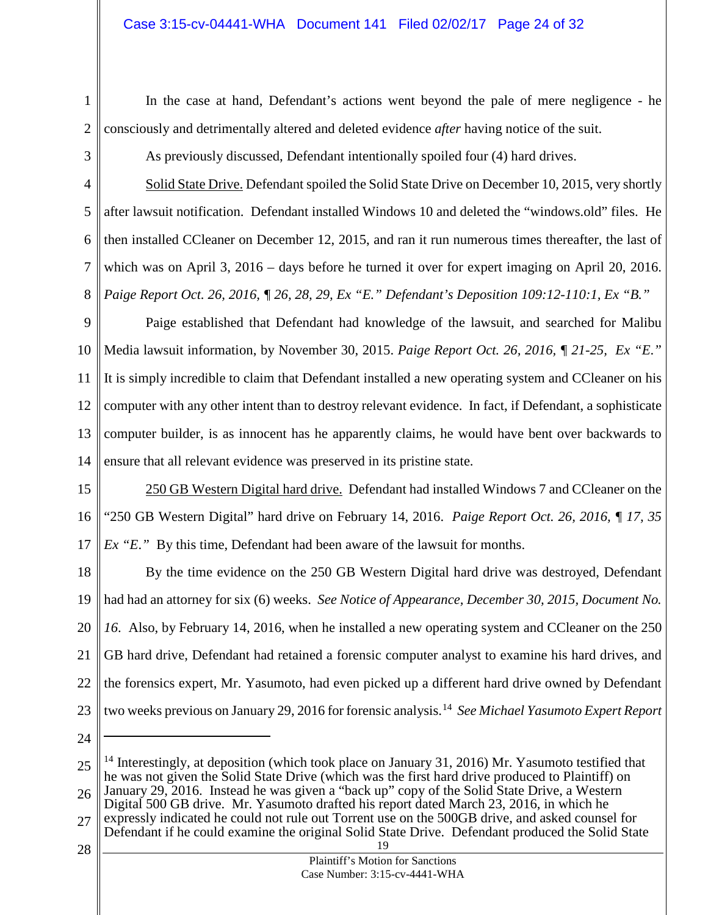In the case at hand, Defendant's actions went beyond the pale of mere negligence - he consciously and detrimentally altered and deleted evidence *after* having notice of the suit.

As previously discussed, Defendant intentionally spoiled four (4) hard drives.

Solid State Drive. Defendant spoiled the Solid State Drive on December 10, 2015, very shortly after lawsuit notification. Defendant installed Windows 10 and deleted the "windows.old" files. He then installed CCleaner on December 12, 2015, and ran it run numerous times thereafter, the last of which was on April 3, 2016 – days before he turned it over for expert imaging on April 20, 2016. *Paige Report Oct. 26, 2016, ¶ 26, 28, 29, Ex "E." Defendant's Deposition 109:12-110:1, Ex "B."*

Paige established that Defendant had knowledge of the lawsuit, and searched for Malibu Media lawsuit information, by November 30, 2015. *Paige Report Oct. 26, 2016, ¶ 21-25, Ex "E."* It is simply incredible to claim that Defendant installed a new operating system and CCleaner on his computer with any other intent than to destroy relevant evidence. In fact, if Defendant, a sophisticate computer builder, is as innocent has he apparently claims, he would have bent over backwards to ensure that all relevant evidence was preserved in its pristine state.

250 GB Western Digital hard drive. Defendant had installed Windows 7 and CCleaner on the "250 GB Western Digital" hard drive on February 14, 2016. *Paige Report Oct. 26, 2016, ¶ 17, 35 Ex "E."* By this time, Defendant had been aware of the lawsuit for months.

By the time evidence on the 250 GB Western Digital hard drive was destroyed, Defendant had had an attorney for six (6) weeks. *See Notice of Appearance, December 30, 2015, Document No. 16*. Also, by February 14, 2016, when he installed a new operating system and CCleaner on the 250 GB hard drive, Defendant had retained a forensic computer analyst to examine his hard drives, and the forensics expert, Mr. Yasumoto, had even picked up a different hard drive owned by Defendant two weeks previous on January 29, 2016 for forensic analysis.[14] *See Michael Yasumoto Expert Report*

---

[14] Interestingly, at deposition (which took place on January 31, 2016) Mr. Yasumoto testified that he was not given the Solid State Drive (which was the first hard drive produced to Plaintiff) on January 29, 2016. Instead he was given a "back up" copy of the Solid State Drive, a Western Digital 500 GB drive. Mr. Yasumoto drafted his report dated March 23, 2016, in which he expressly indicated he could not rule out Torrent use on the 500GB drive, and asked counsel for Defendant if he could examine the original Solid State Drive. Defendant produced the Solid State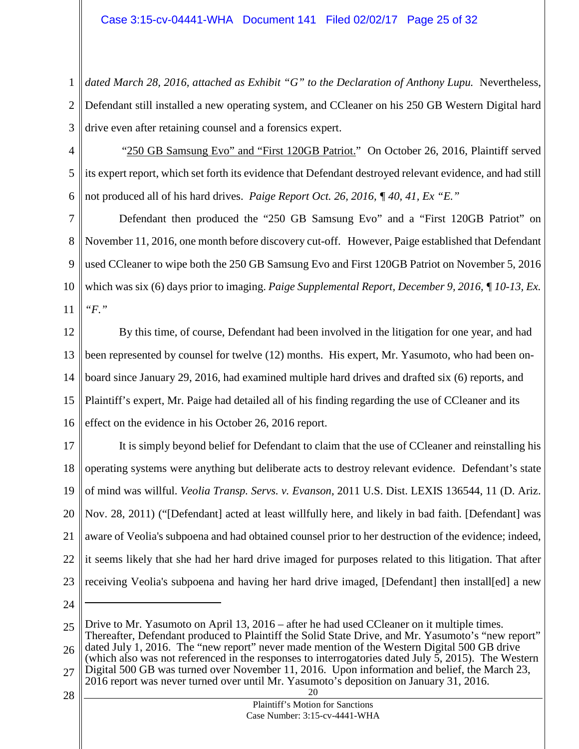*dated March 28, 2016, attached as Exhibit "G" to the Declaration of Anthony Lupu.* Nevertheless, Defendant still installed a new operating system, and CCleaner on his 250 GB Western Digital hard drive even after retaining counsel and a forensics expert.

"250 GB Samsung Evo" and "First 120GB Patriot." On October 26, 2016, Plaintiff served its expert report, which set forth its evidence that Defendant destroyed relevant evidence, and had still not produced all of his hard drives. *Paige Report Oct. 26, 2016, ¶ 40, 41, Ex "E."*

Defendant then produced the "250 GB Samsung Evo" and a "First 120GB Patriot" on November 11, 2016, one month before discovery cut-off. However, Paige established that Defendant used CCleaner to wipe both the 250 GB Samsung Evo and First 120GB Patriot on November 5, 2016 which was six (6) days prior to imaging. *Paige Supplemental Report, December 9, 2016, ¶ 10-13, Ex. "F."*

By this time, of course, Defendant had been involved in the litigation for one year, and had been represented by counsel for twelve (12) months. His expert, Mr. Yasumoto, who had been on-board since January 29, 2016, had examined multiple hard drives and drafted six (6) reports, and Plaintiff's expert, Mr. Paige had detailed all of his finding regarding the use of CCleaner and its effect on the evidence in his October 26, 2016 report.

It is simply beyond belief for Defendant to claim that the use of CCleaner and reinstalling his operating systems were anything but deliberate acts to destroy relevant evidence. Defendant's state of mind was willful. *Veolia Transp. Servs. v. Evanson*, 2011 U.S. Dist. LEXIS 136544, 11 (D. Ariz. Nov. 28, 2011) ("[Defendant] acted at least willfully here, and likely in bad faith. [Defendant] was aware of Veolia's subpoena and had obtained counsel prior to her destruction of the evidence; indeed, it seems likely that she had her hard drive imaged for purposes related to this litigation. That after receiving Veolia's subpoena and having her hard drive imaged, [Defendant] then install[ed] a new

---

Drive to Mr. Yasumoto on April 13, 2016 – after he had used CCleaner on it multiple times. Thereafter, Defendant produced to Plaintiff the Solid State Drive, and Mr. Yasumoto's "new report" dated July 1, 2016. The "new report" never made mention of the Western Digital 500 GB drive (which also was not referenced in the responses to interrogatories dated July 5, 2015). The Western Digital 500 GB was turned over November 11, 2016. Upon information and belief, the March 23, 2016 report was never turned over until Mr. Yasumoto's deposition on January 31, 2016.

Plaintiff's Motion for Sanctions
Case Number: 3:15-cv-4441-WHA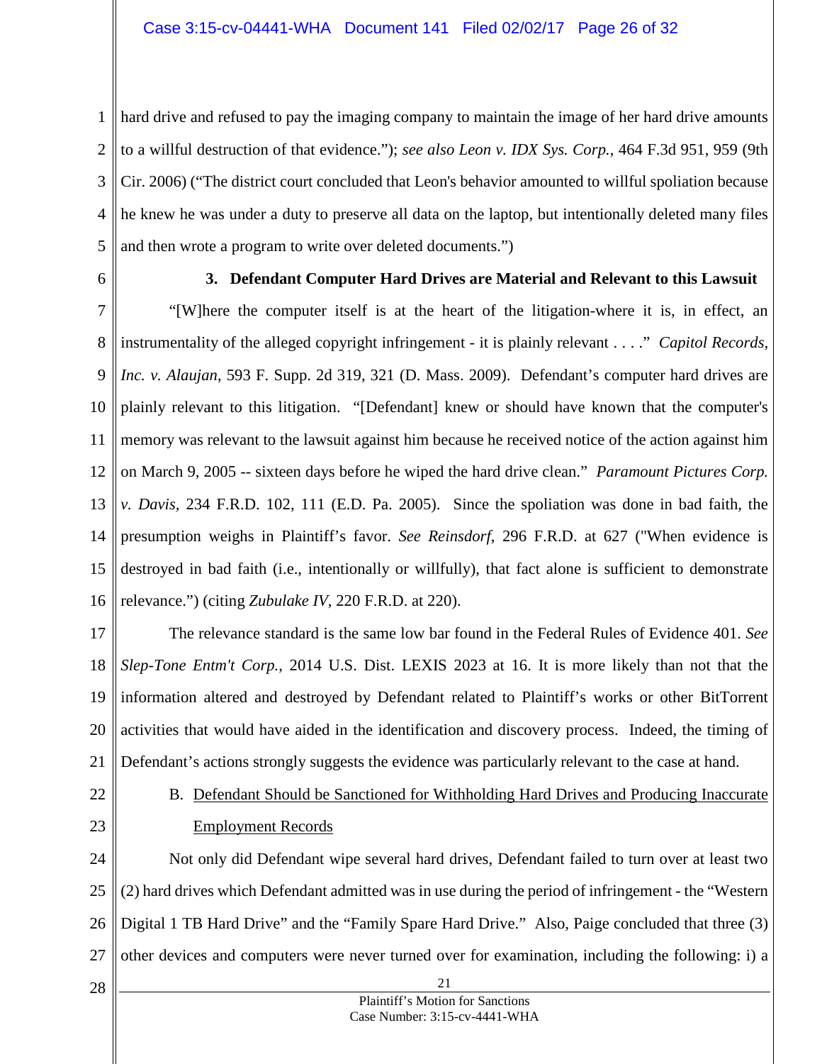hard drive and refused to pay the imaging company to maintain the image of her hard drive amounts to a willful destruction of that evidence."); *see also Leon v. IDX Sys. Corp.*, 464 F.3d 951, 959 (9th Cir. 2006) ("The district court concluded that Leon's behavior amounted to willful spoliation because he knew he was under a duty to preserve all data on the laptop, but intentionally deleted many files and then wrote a program to write over deleted documents.")

### 3. Defendant Computer Hard Drives are Material and Relevant to this Lawsuit

"[W]here the computer itself is at the heart of the litigation-where it is, in effect, an instrumentality of the alleged copyright infringement - it is plainly relevant . . . ." *Capitol Records, Inc. v. Alaujan*, 593 F. Supp. 2d 319, 321 (D. Mass. 2009). Defendant's computer hard drives are plainly relevant to this litigation. "[Defendant] knew or should have known that the computer's memory was relevant to the lawsuit against him because he received notice of the action against him on March 9, 2005 -- sixteen days before he wiped the hard drive clean." *Paramount Pictures Corp. v. Davis*, 234 F.R.D. 102, 111 (E.D. Pa. 2005). Since the spoliation was done in bad faith, the presumption weighs in Plaintiff's favor. *See Reinsdorf*, 296 F.R.D. at 627 ("When evidence is destroyed in bad faith (i.e., intentionally or willfully), that fact alone is sufficient to demonstrate relevance.") (citing *Zubulake IV*, 220 F.R.D. at 220).

The relevance standard is the same low bar found in the Federal Rules of Evidence 401. *See Slep-Tone Entm't Corp.*, 2014 U.S. Dist. LEXIS 2023 at 16. It is more likely than not that the information altered and destroyed by Defendant related to Plaintiff's works or other BitTorrent activities that would have aided in the identification and discovery process. Indeed, the timing of Defendant's actions strongly suggests the evidence was particularly relevant to the case at hand.

## B. Defendant Should be Sanctioned for Withholding Hard Drives and Producing Inaccurate Employment Records

Not only did Defendant wipe several hard drives, Defendant failed to turn over at least two (2) hard drives which Defendant admitted was in use during the period of infringement - the "Western Digital 1 TB Hard Drive" and the "Family Spare Hard Drive." Also, Paige concluded that three (3) other devices and computers were never turned over for examination, including the following: i) a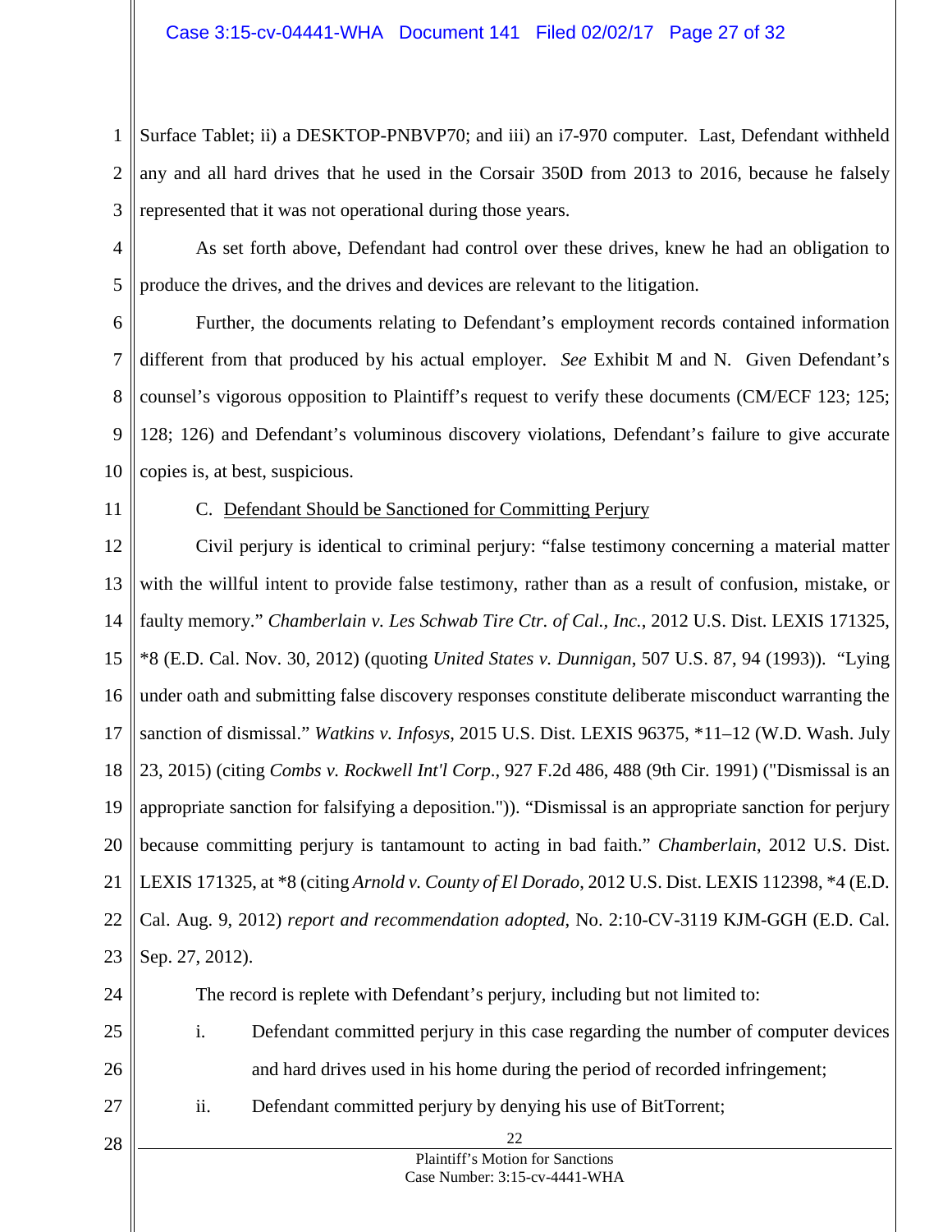Surface Tablet; ii) a DESKTOP-PNBVP70; and iii) an i7-970 computer. Last, Defendant withheld any and all hard drives that he used in the Corsair 350D from 2013 to 2016, because he falsely represented that it was not operational during those years.

As set forth above, Defendant had control over these drives, knew he had an obligation to produce the drives, and the drives and devices are relevant to the litigation.

Further, the documents relating to Defendant's employment records contained information different from that produced by his actual employer. *See* Exhibit M and N. Given Defendant's counsel's vigorous opposition to Plaintiff's request to verify these documents (CM/ECF 123; 125; 128; 126) and Defendant's voluminous discovery violations, Defendant's failure to give accurate copies is, at best, suspicious.

C. Defendant Should be Sanctioned for Committing Perjury

Civil perjury is identical to criminal perjury: "false testimony concerning a material matter with the willful intent to provide false testimony, rather than as a result of confusion, mistake, or faulty memory." *Chamberlain v. Les Schwab Tire Ctr. of Cal., Inc.*, 2012 U.S. Dist. LEXIS 171325, *8 (E.D. Cal. Nov. 30, 2012) (quoting *United States v. Dunnigan*, 507 U.S. 87, 94 (1993)). "Lying under oath and submitting false discovery responses constitute deliberate misconduct warranting the sanction of dismissal." *Watkins v. Infosys*, 2015 U.S. Dist. LEXIS 96375, *11–12 (W.D. Wash. July 23, 2015) (citing *Combs v. Rockwell Int'l Corp*., 927 F.2d 486, 488 (9th Cir. 1991) ("Dismissal is an appropriate sanction for falsifying a deposition.")). "Dismissal is an appropriate sanction for perjury because committing perjury is tantamount to acting in bad faith." *Chamberlain*, 2012 U.S. Dist. LEXIS 171325, at *8 (citing *Arnold v. County of El Dorado*, 2012 U.S. Dist. LEXIS 112398, *4 (E.D. Cal. Aug. 9, 2012) *report and recommendation adopted*, No. 2:10-CV-3119 KJM-GGH (E.D. Cal. Sep. 27, 2012).

The record is replete with Defendant's perjury, including but not limited to:

i. Defendant committed perjury in this case regarding the number of computer devices and hard drives used in his home during the period of recorded infringement;

ii. Defendant committed perjury by denying his use of BitTorrent;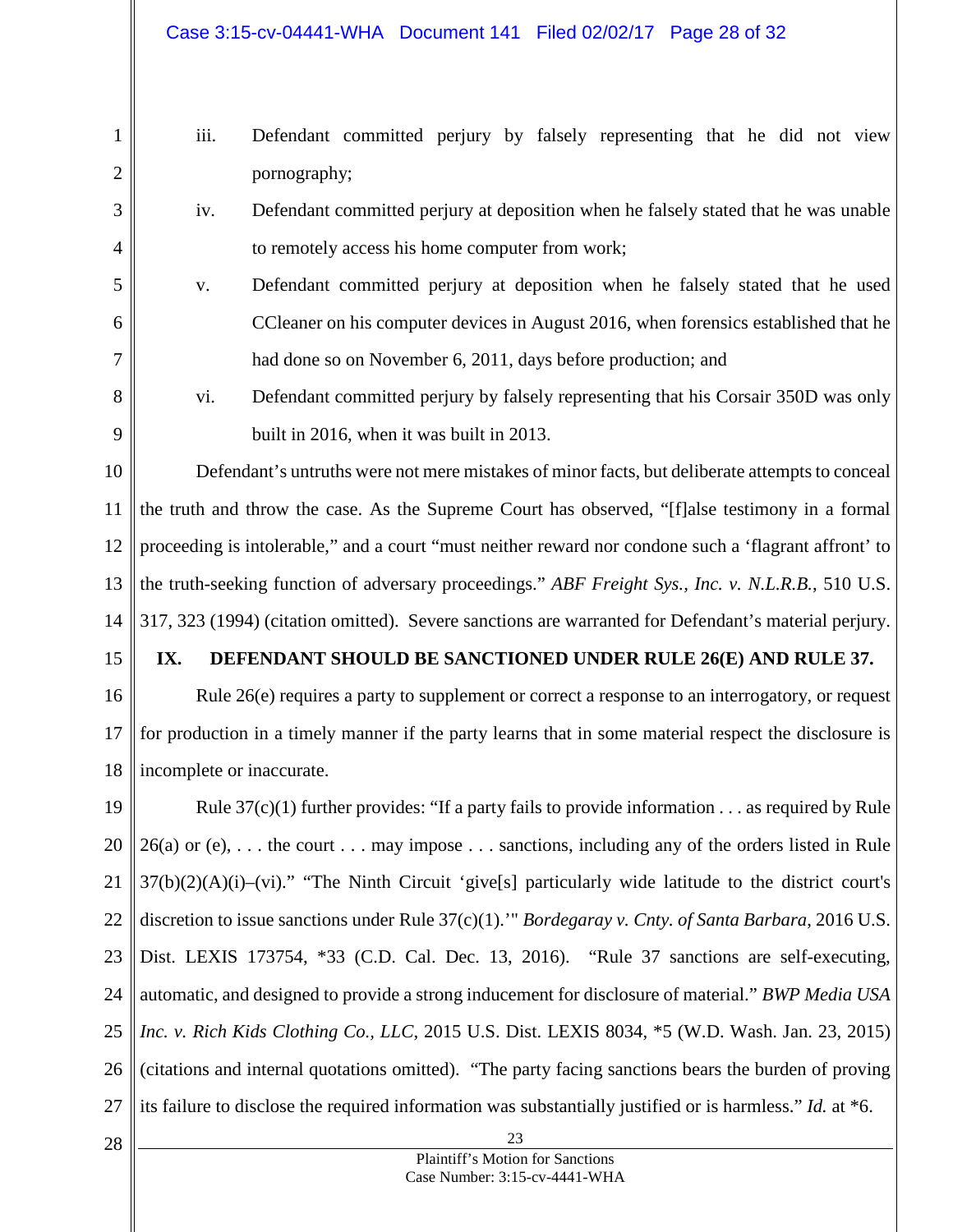iii. Defendant committed perjury by falsely representing that he did not view pornography;

iv. Defendant committed perjury at deposition when he falsely stated that he was unable to remotely access his home computer from work;

v. Defendant committed perjury at deposition when he falsely stated that he used CCleaner on his computer devices in August 2016, when forensics established that he had done so on November 6, 2011, days before production; and

vi. Defendant committed perjury by falsely representing that his Corsair 350D was only built in 2016, when it was built in 2013.

Defendant's untruths were not mere mistakes of minor facts, but deliberate attempts to conceal the truth and throw the case. As the Supreme Court has observed, "[f]alse testimony in a formal proceeding is intolerable," and a court "must neither reward nor condone such a 'flagrant affront' to the truth-seeking function of adversary proceedings." *ABF Freight Sys., Inc. v. N.L.R.B.*, 510 U.S. 317, 323 (1994) (citation omitted). Severe sanctions are warranted for Defendant's material perjury.

## IX. DEFENDANT SHOULD BE SANCTIONED UNDER RULE 26(E) AND RULE 37.

Rule 26(e) requires a party to supplement or correct a response to an interrogatory, or request for production in a timely manner if the party learns that in some material respect the disclosure is incomplete or inaccurate.

Rule 37(c)(1) further provides: "If a party fails to provide information . . . as required by Rule 26(a) or (e), . . . the court . . . may impose . . . sanctions, including any of the orders listed in Rule 37(b)(2)(A)(i)–(vi)." "The Ninth Circuit 'give[s] particularly wide latitude to the district court's discretion to issue sanctions under Rule 37(c)(1).'" *Bordegaray v. Cnty. of Santa Barbara*, 2016 U.S. Dist. LEXIS 173754, *33 (C.D. Cal. Dec. 13, 2016). "Rule 37 sanctions are self-executing, automatic, and designed to provide a strong inducement for disclosure of material." *BWP Media USA Inc. v. Rich Kids Clothing Co., LLC*, 2015 U.S. Dist. LEXIS 8034, *5 (W.D. Wash. Jan. 23, 2015) (citations and internal quotations omitted). "The party facing sanctions bears the burden of proving its failure to disclose the required information was substantially justified or is harmless." *Id.* at *6.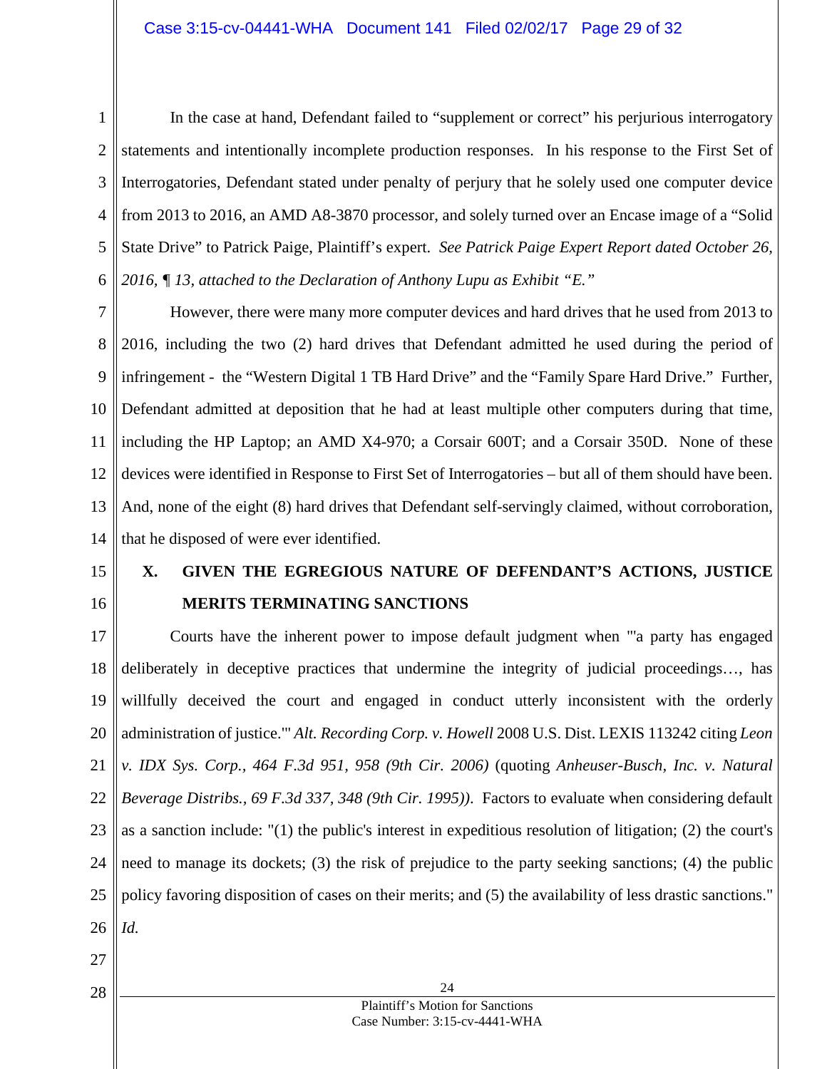In the case at hand, Defendant failed to "supplement or correct" his perjurious interrogatory statements and intentionally incomplete production responses. In his response to the First Set of Interrogatories, Defendant stated under penalty of perjury that he solely used one computer device from 2013 to 2016, an AMD A8-3870 processor, and solely turned over an Encase image of a "Solid State Drive" to Patrick Paige, Plaintiff's expert. *See Patrick Paige Expert Report dated October 26, 2016, ¶ 13, attached to the Declaration of Anthony Lupu as Exhibit "E."*

However, there were many more computer devices and hard drives that he used from 2013 to 2016, including the two (2) hard drives that Defendant admitted he used during the period of infringement - the "Western Digital 1 TB Hard Drive" and the "Family Spare Hard Drive." Further, Defendant admitted at deposition that he had at least multiple other computers during that time, including the HP Laptop; an AMD X4-970; a Corsair 600T; and a Corsair 350D. None of these devices were identified in Response to First Set of Interrogatories – but all of them should have been. And, none of the eight (8) hard drives that Defendant self-servingly claimed, without corroboration, that he disposed of were ever identified.

## X. GIVEN THE EGREGIOUS NATURE OF DEFENDANT'S ACTIONS, JUSTICE MERITS TERMINATING SANCTIONS

Courts have the inherent power to impose default judgment when "'a party has engaged deliberately in deceptive practices that undermine the integrity of judicial proceedings…, has willfully deceived the court and engaged in conduct utterly inconsistent with the orderly administration of justice.'" *Alt. Recording Corp. v. Howell* 2008 U.S. Dist. LEXIS 113242 citing *Leon v. IDX Sys. Corp., 464 F.3d 951, 958 (9th Cir. 2006)* (quoting *Anheuser-Busch, Inc. v. Natural Beverage Distribs., 69 F.3d 337, 348 (9th Cir. 1995))*. Factors to evaluate when considering default as a sanction include: "(1) the public's interest in expeditious resolution of litigation; (2) the court's need to manage its dockets; (3) the risk of prejudice to the party seeking sanctions; (4) the public policy favoring disposition of cases on their merits; and (5) the availability of less drastic sanctions." *Id.*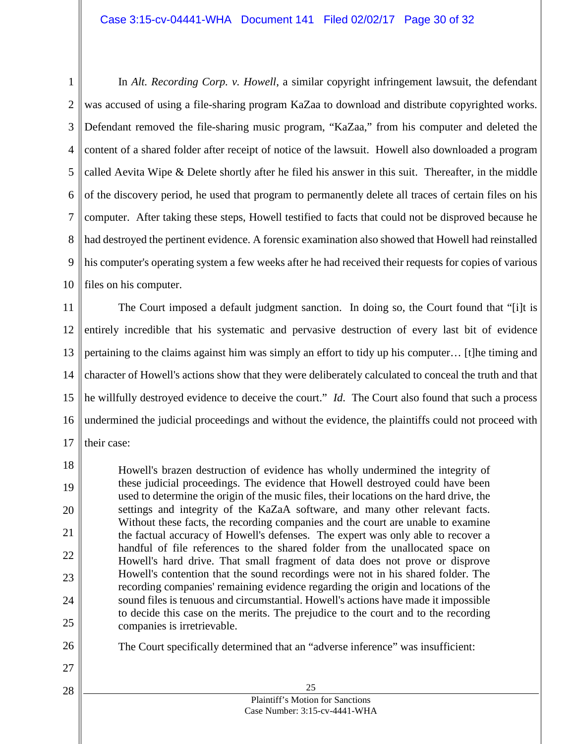In *Alt. Recording Corp. v. Howell*, a similar copyright infringement lawsuit, the defendant was accused of using a file-sharing program KaZaa to download and distribute copyrighted works. Defendant removed the file-sharing music program, "KaZaa," from his computer and deleted the content of a shared folder after receipt of notice of the lawsuit. Howell also downloaded a program called Aevita Wipe & Delete shortly after he filed his answer in this suit. Thereafter, in the middle of the discovery period, he used that program to permanently delete all traces of certain files on his computer. After taking these steps, Howell testified to facts that could not be disproved because he had destroyed the pertinent evidence. A forensic examination also showed that Howell had reinstalled his computer's operating system a few weeks after he had received their requests for copies of various files on his computer.

The Court imposed a default judgment sanction. In doing so, the Court found that "[i]t is entirely incredible that his systematic and pervasive destruction of every last bit of evidence pertaining to the claims against him was simply an effort to tidy up his computer… [t]he timing and character of Howell's actions show that they were deliberately calculated to conceal the truth and that he willfully destroyed evidence to deceive the court." *Id*. The Court also found that such a process undermined the judicial proceedings and without the evidence, the plaintiffs could not proceed with their case:

> Howell's brazen destruction of evidence has wholly undermined the integrity of these judicial proceedings. The evidence that Howell destroyed could have been used to determine the origin of the music files, their locations on the hard drive, the settings and integrity of the KaZaA software, and many other relevant facts. Without these facts, the recording companies and the court are unable to examine the factual accuracy of Howell's defenses. The expert was only able to recover a handful of file references to the shared folder from the unallocated space on Howell's hard drive. That small fragment of data does not prove or disprove Howell's contention that the sound recordings were not in his shared folder. The recording companies' remaining evidence regarding the origin and locations of the sound files is tenuous and circumstantial. Howell's actions have made it impossible to decide this case on the merits. The prejudice to the court and to the recording companies is irretrievable.

The Court specifically determined that an "adverse inference" was insufficient: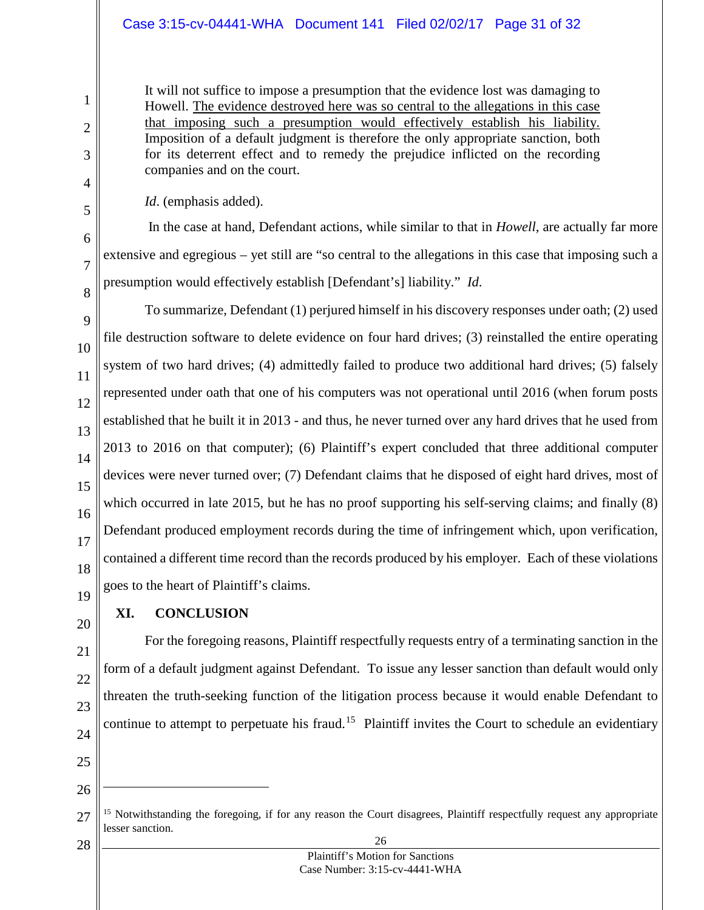> It will not suffice to impose a presumption that the evidence lost was damaging to Howell. The evidence destroyed here was so central to the allegations in this case that imposing such a presumption would effectively establish his liability. Imposition of a default judgment is therefore the only appropriate sanction, both for its deterrent effect and to remedy the prejudice inflicted on the recording companies and on the court.

*Id*. (emphasis added).

In the case at hand, Defendant actions, while similar to that in *Howell*, are actually far more extensive and egregious – yet still are "so central to the allegations in this case that imposing such a presumption would effectively establish [Defendant's] liability." *Id*.

To summarize, Defendant (1) perjured himself in his discovery responses under oath; (2) used file destruction software to delete evidence on four hard drives; (3) reinstalled the entire operating system of two hard drives; (4) admittedly failed to produce two additional hard drives; (5) falsely represented under oath that one of his computers was not operational until 2016 (when forum posts established that he built it in 2013 - and thus, he never turned over any hard drives that he used from 2013 to 2016 on that computer); (6) Plaintiff's expert concluded that three additional computer devices were never turned over; (7) Defendant claims that he disposed of eight hard drives, most of which occurred in late 2015, but he has no proof supporting his self-serving claims; and finally (8) Defendant produced employment records during the time of infringement which, upon verification, contained a different time record than the records produced by his employer. Each of these violations goes to the heart of Plaintiff's claims.

## XI. CONCLUSION

For the foregoing reasons, Plaintiff respectfully requests entry of a terminating sanction in the form of a default judgment against Defendant. To issue any lesser sanction than default would only threaten the truth-seeking function of the litigation process because it would enable Defendant to continue to attempt to perpetuate his fraud.[15] Plaintiff invites the Court to schedule an evidentiary

---

[15] Notwithstanding the foregoing, if for any reason the Court disagrees, Plaintiff respectfully request any appropriate lesser sanction.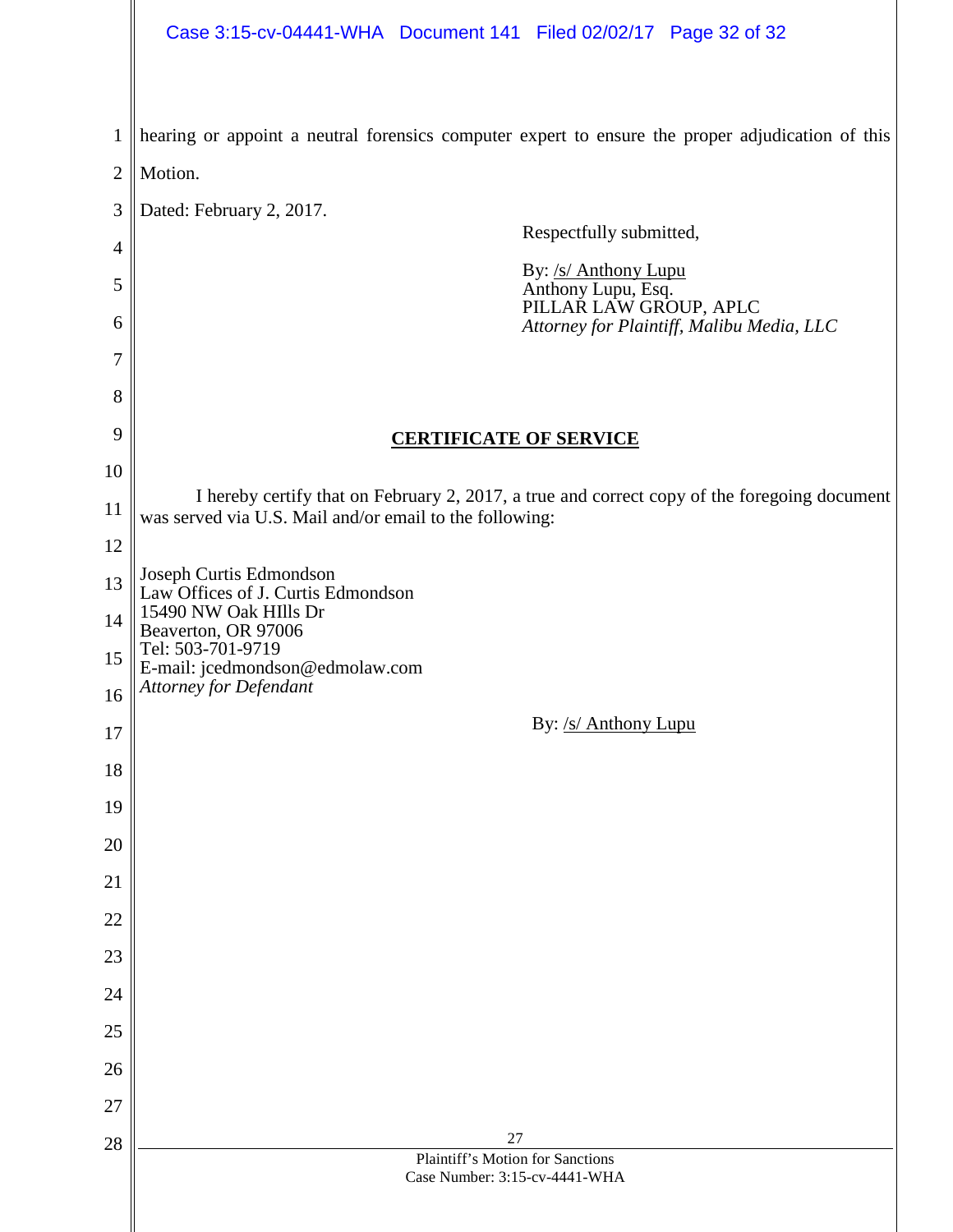hearing or appoint a neutral forensics computer expert to ensure the proper adjudication of this Motion.

Dated: February 2, 2017.

Respectfully submitted,

By: /s/ Anthony Lupu
Anthony Lupu, Esq.
PILLAR LAW GROUP, APLC
*Attorney for Plaintiff, Malibu Media, LLC*

## CERTIFICATE OF SERVICE

I hereby certify that on February 2, 2017, a true and correct copy of the foregoing document was served via U.S. Mail and/or email to the following:

Joseph Curtis Edmondson
Law Offices of J. Curtis Edmondson
15490 NW Oak HIlls Dr
Beaverton, OR 97006
Tel: 503-701-9719
E-mail: jcedmondson@edmolaw.com
*Attorney for Defendant*

By: /s/ Anthony Lupu

Plaintiff's Motion for Sanctions
Case Number: 3:15-cv-4441-WHA